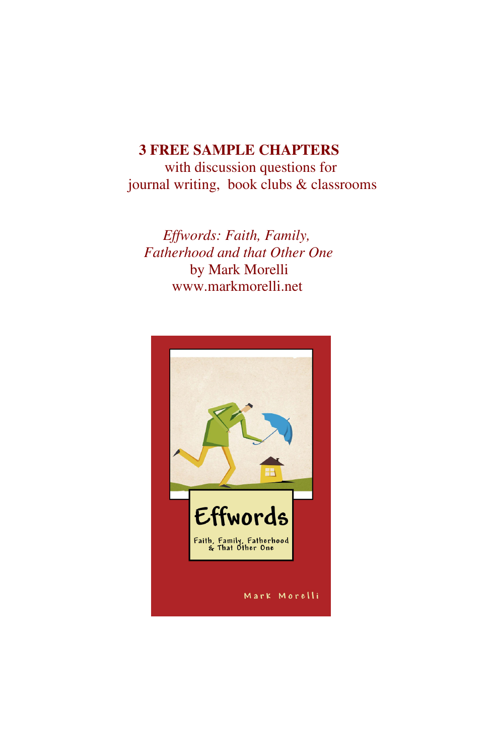**3 FREE SAMPLE CHAPTERS**
with discussion questions for
journal writing, book clubs & classrooms

*Effwords: Faith, Family,*
*Fatherhood and that Other One*
by Mark Morelli
www.markmorelli.net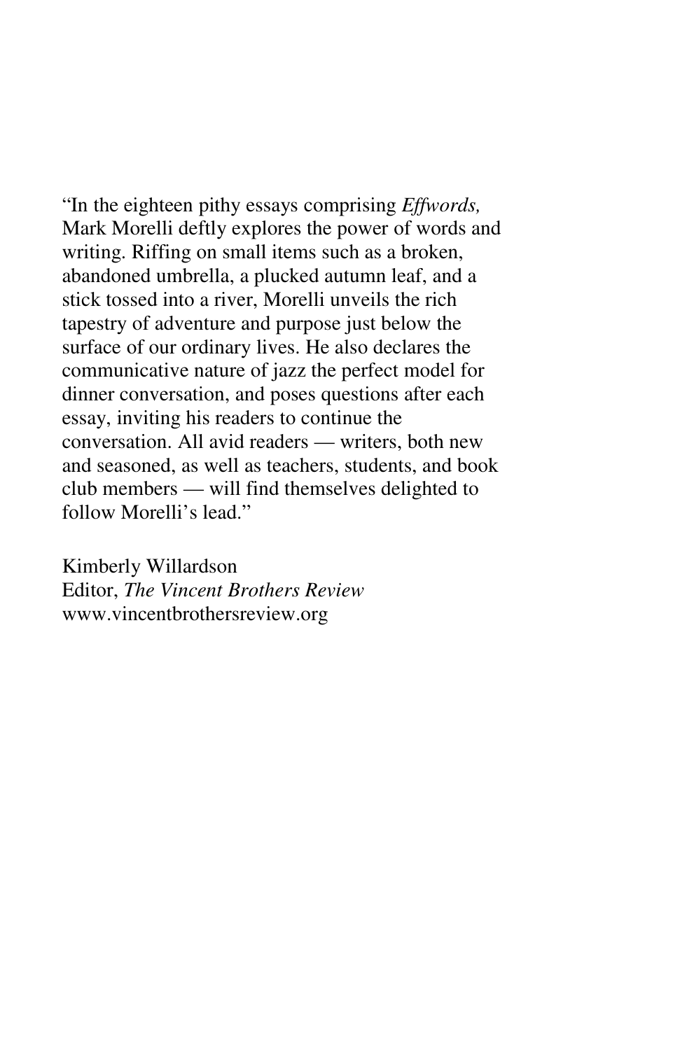"In the eighteen pithy essays comprising *Effwords,* Mark Morelli deftly explores the power of words and writing. Riffing on small items such as a broken, abandoned umbrella, a plucked autumn leaf, and a stick tossed into a river, Morelli unveils the rich tapestry of adventure and purpose just below the surface of our ordinary lives. He also declares the communicative nature of jazz the perfect model for dinner conversation, and poses questions after each essay, inviting his readers to continue the conversation. All avid readers — writers, both new and seasoned, as well as teachers, students, and book club members — will find themselves delighted to follow Morelli's lead."

Kimberly Willardson  
Editor, *The Vincent Brothers Review*  
www.vincentbrothersreview.org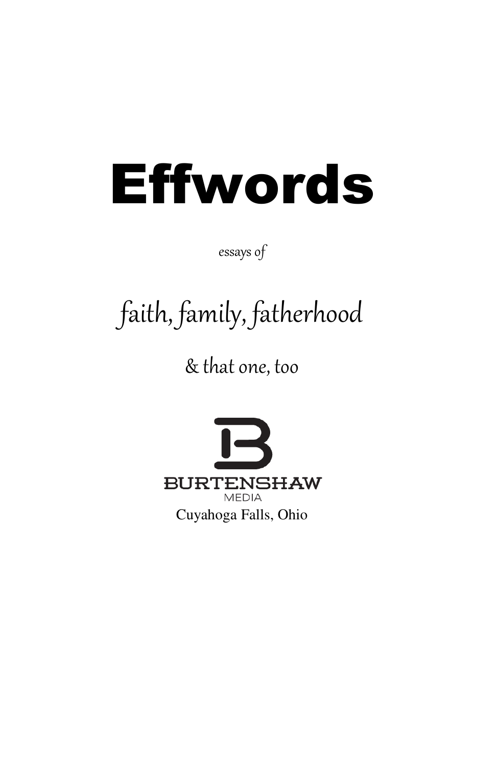# Effwords

*essays of*

*faith, family, fatherhood*

*& that one, too*

BURTENSHAW MEDIA

Cuyahoga Falls, Ohio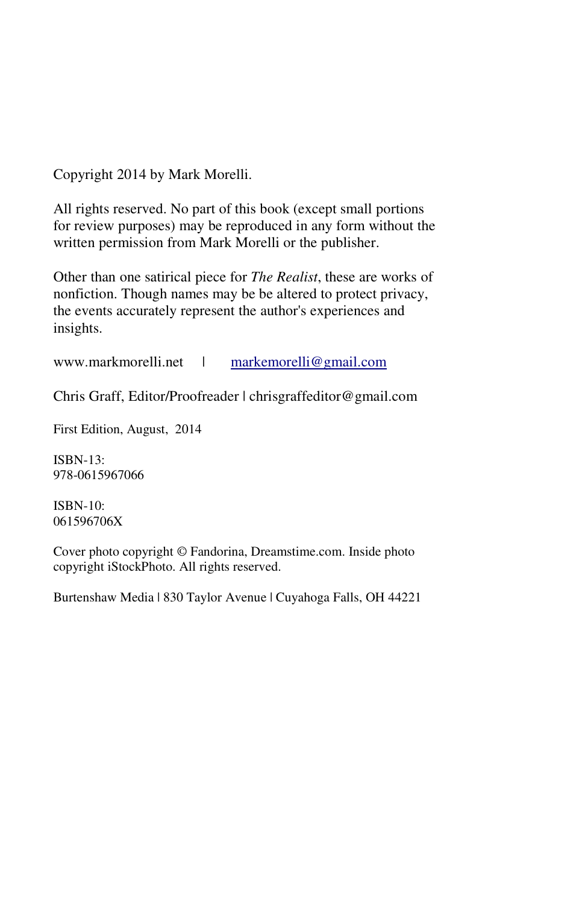Copyright 2014 by Mark Morelli.

All rights reserved. No part of this book (except small portions for review purposes) may be reproduced in any form without the written permission from Mark Morelli or the publisher.

Other than one satirical piece for *The Realist*, these are works of nonfiction. Though names may be be altered to protect privacy, the events accurately represent the author's experiences and insights.

www.markmorelli.net | markemorelli@gmail.com

Chris Graff, Editor/Proofreader | chrisgraffeditor@gmail.com

First Edition, August, 2014

ISBN-13:
978-0615967066

ISBN-10:
061596706X

Cover photo copyright © Fandorina, Dreamstime.com. Inside photo copyright iStockPhoto. All rights reserved.

Burtenshaw Media | 830 Taylor Avenue | Cuyahoga Falls, OH 44221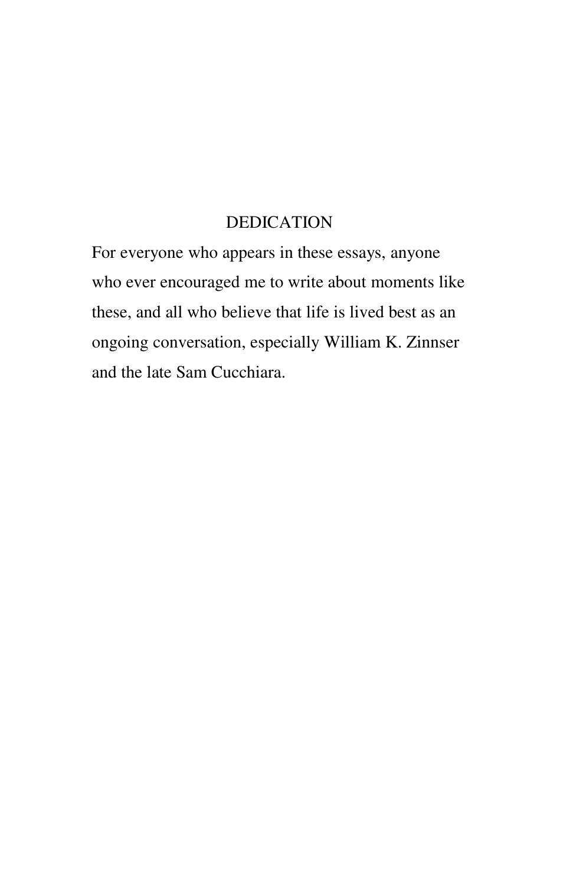# DEDICATION

For everyone who appears in these essays, anyone who ever encouraged me to write about moments like these, and all who believe that life is lived best as an ongoing conversation, especially William K. Zinnser and the late Sam Cucchiara.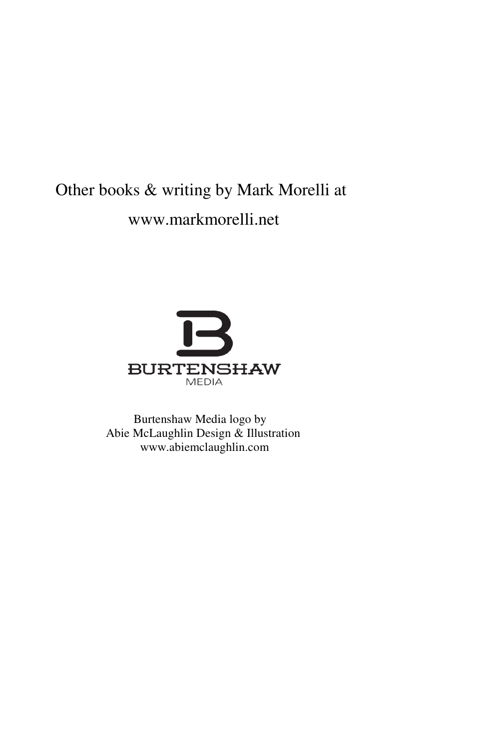Other books & writing by Mark Morelli at

www.markmorelli.net

BURTENSHAW
MEDIA

Burtenshaw Media logo by
Abie McLaughlin Design & Illustration
www.abiemclaughlin.com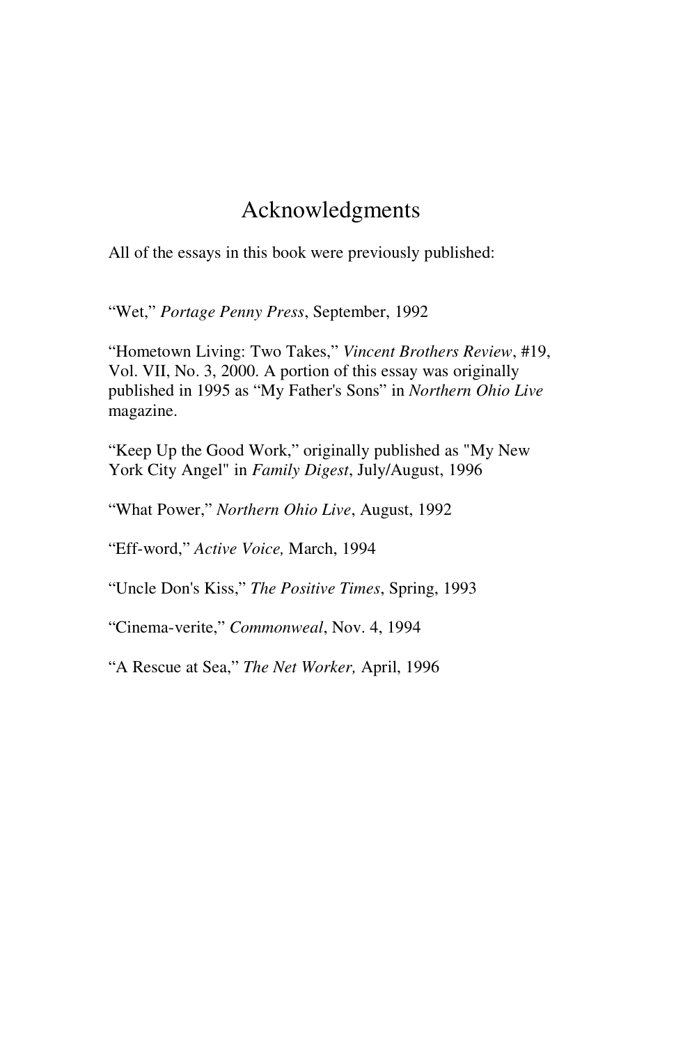# Acknowledgments

All of the essays in this book were previously published:

“Wet,” *Portage Penny Press*, September, 1992

“Hometown Living: Two Takes,” *Vincent Brothers Review*, #19, Vol. VII, No. 3, 2000. A portion of this essay was originally published in 1995 as “My Father's Sons” in *Northern Ohio Live* magazine.

“Keep Up the Good Work,” originally published as "My New York City Angel" in *Family Digest*, July/August, 1996

“What Power,” *Northern Ohio Live*, August, 1992

“Eff-word,” *Active Voice,* March, 1994

“Uncle Don's Kiss,” *The Positive Times*, Spring, 1993

“Cinema-verite,” *Commonweal*, Nov. 4, 1994

“A Rescue at Sea,” *The Net Worker,* April, 1996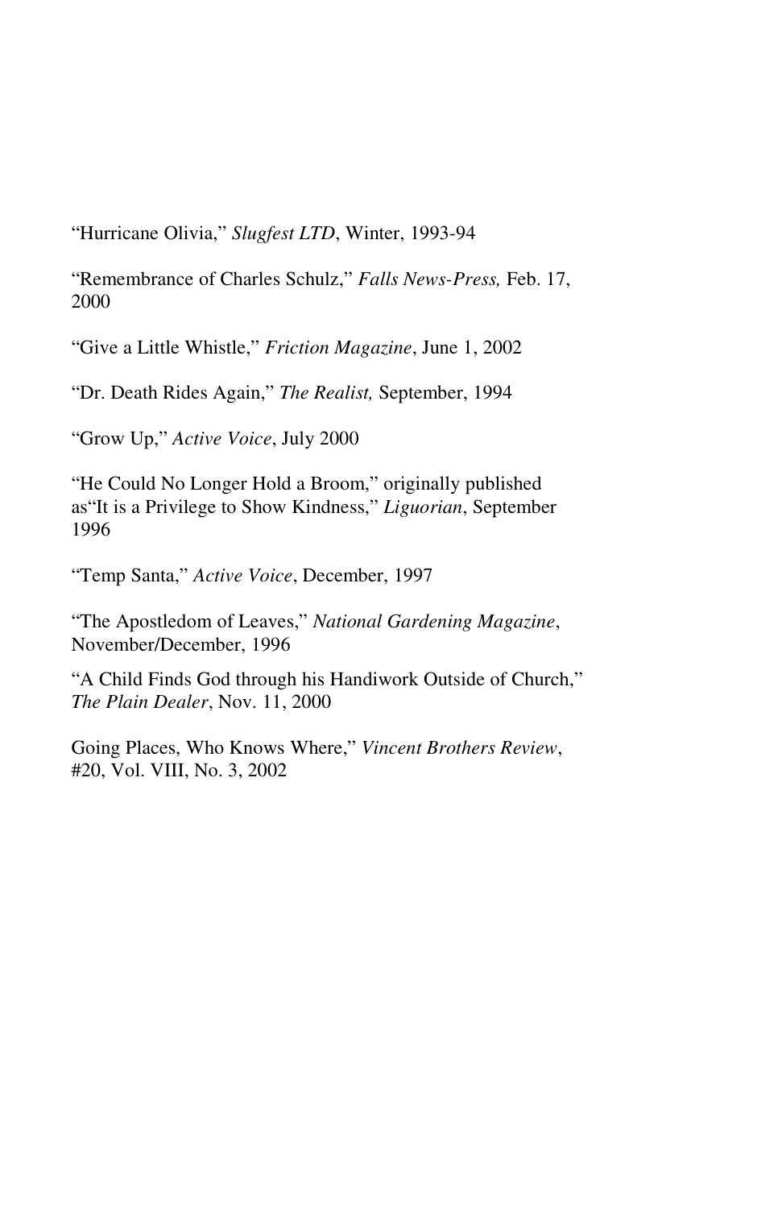"Hurricane Olivia," *Slugfest LTD*, Winter, 1993-94

"Remembrance of Charles Schulz," *Falls News-Press,* Feb. 17, 2000

"Give a Little Whistle," *Friction Magazine*, June 1, 2002

"Dr. Death Rides Again," *The Realist,* September, 1994

"Grow Up," *Active Voice*, July 2000

"He Could No Longer Hold a Broom," originally published as"It is a Privilege to Show Kindness," *Liguorian*, September 1996

"Temp Santa," *Active Voice*, December, 1997

"The Apostledom of Leaves," *National Gardening Magazine*, November/December, 1996

"A Child Finds God through his Handiwork Outside of Church," *The Plain Dealer*, Nov. 11, 2000

Going Places, Who Knows Where," *Vincent Brothers Review*, #20, Vol. VIII, No. 3, 2002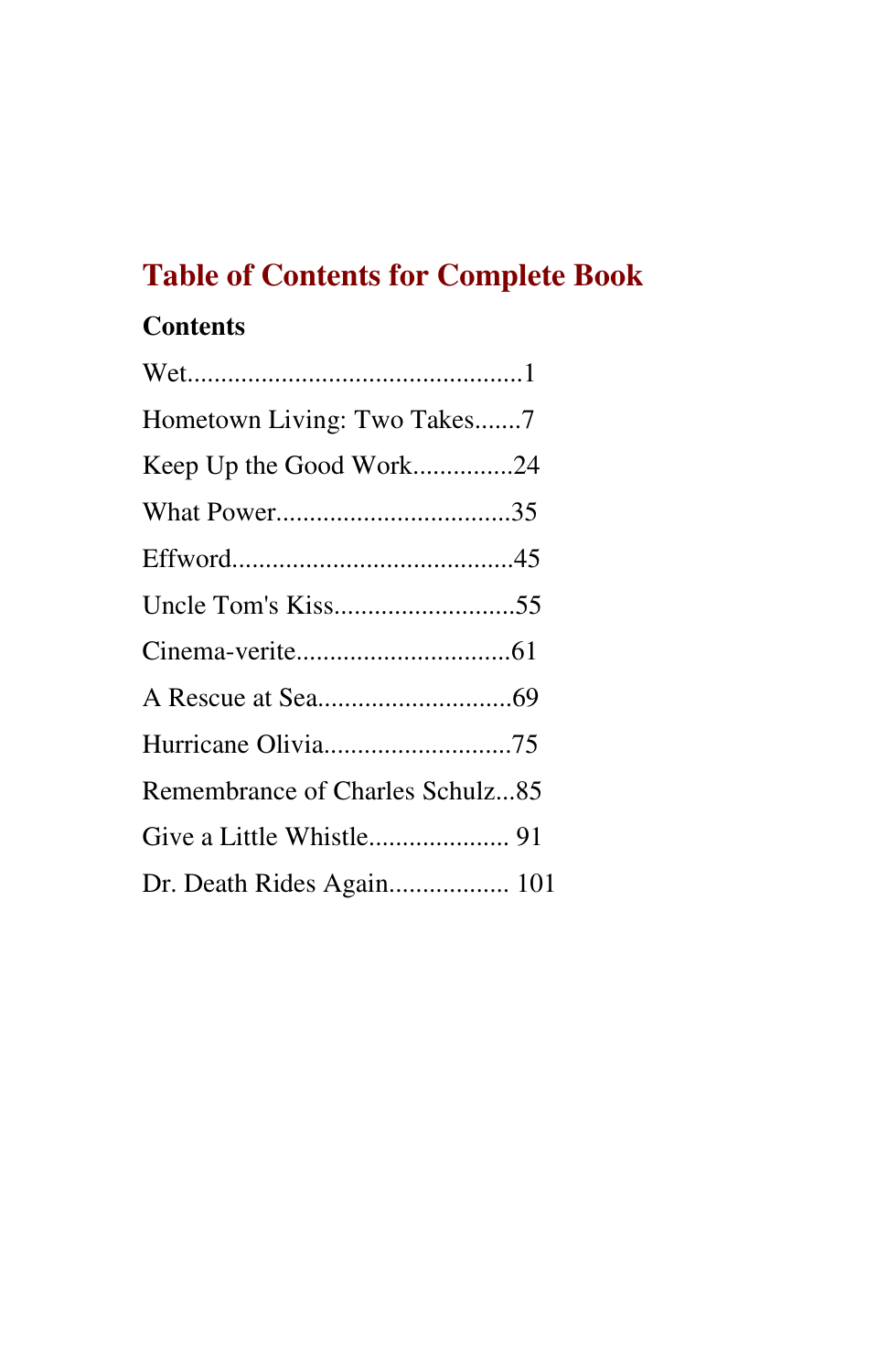# Table of Contents for Complete Book

**Contents**

Wet.................................................1

Hometown Living: Two Takes.......7

Keep Up the Good Work...............24

What Power..................................35

Effword.........................................45

Uncle Tom's Kiss...........................55

Cinema-verite................................61

A Rescue at Sea.............................69

Hurricane Olivia............................75

Remembrance of Charles Schulz...85

Give a Little Whistle..................... 91

Dr. Death Rides Again.................. 101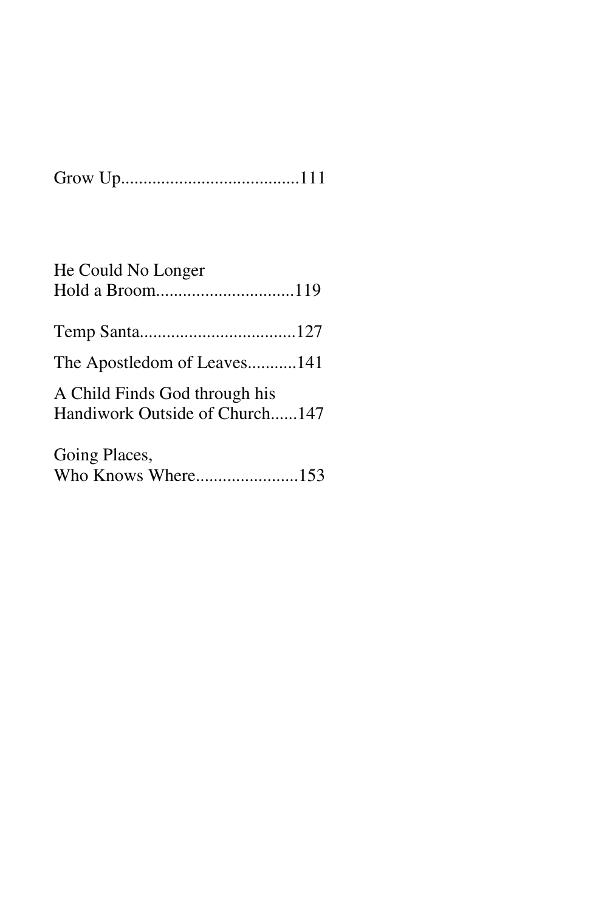Grow Up........................................111

He Could No Longer
Hold a Broom...............................119

Temp Santa...................................127

The Apostledom of Leaves...........141

A Child Finds God through his
Handiwork Outside of Church......147

Going Places,
Who Knows Where.......................153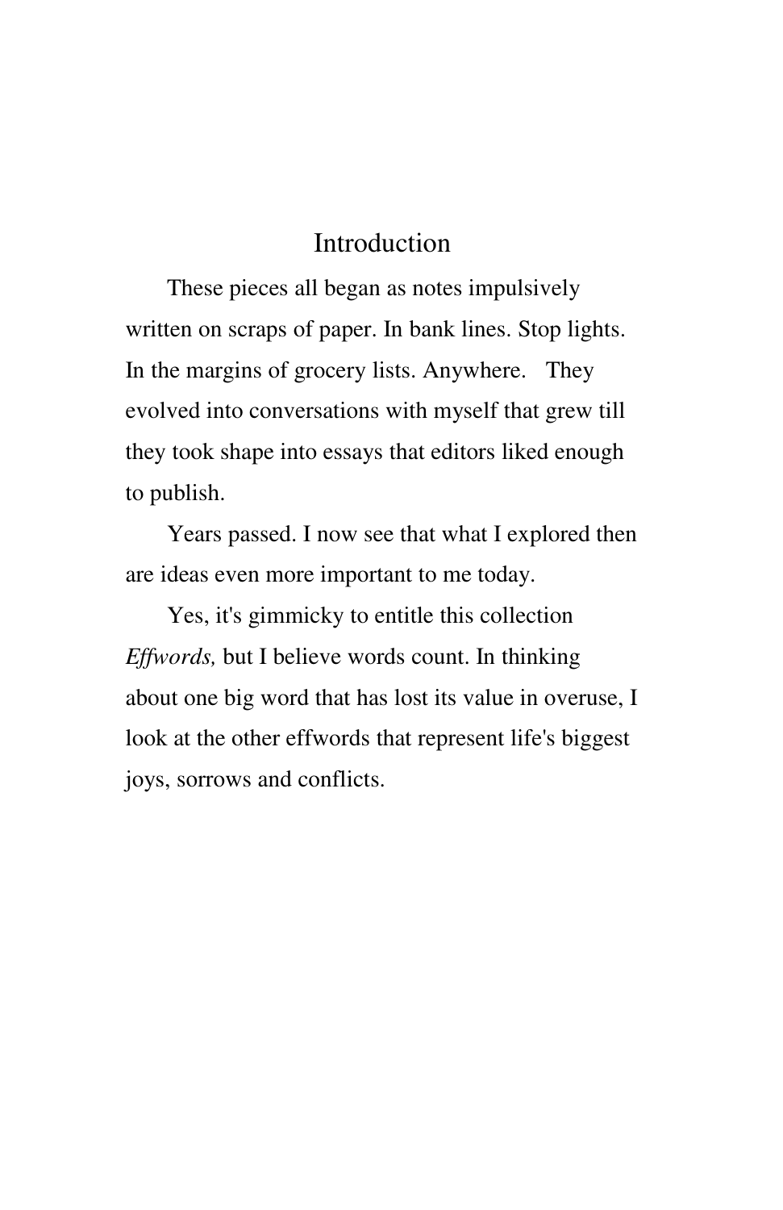# Introduction

These pieces all began as notes impulsively written on scraps of paper. In bank lines. Stop lights. In the margins of grocery lists. Anywhere. They evolved into conversations with myself that grew till they took shape into essays that editors liked enough to publish.

Years passed. I now see that what I explored then are ideas even more important to me today.

Yes, it's gimmicky to entitle this collection *Effwords,* but I believe words count. In thinking about one big word that has lost its value in overuse, I look at the other effwords that represent life's biggest joys, sorrows and conflicts.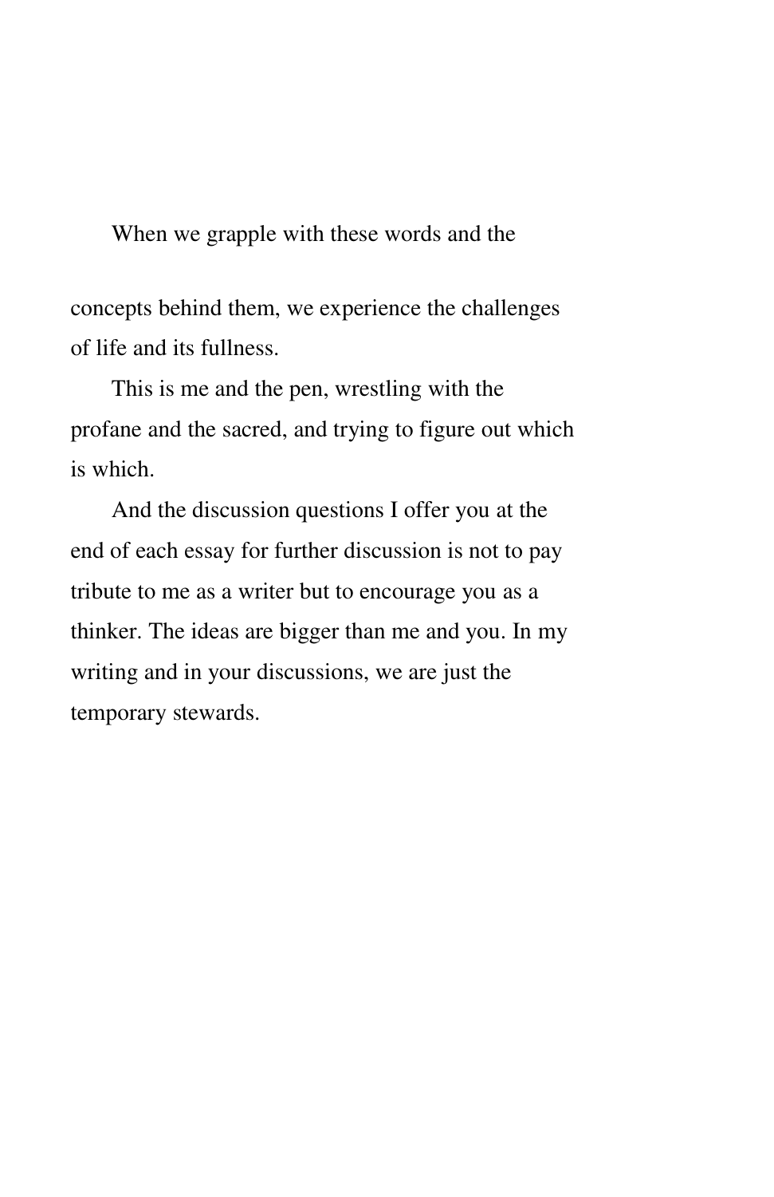When we grapple with these words and the concepts behind them, we experience the challenges of life and its fullness.

This is me and the pen, wrestling with the profane and the sacred, and trying to figure out which is which.

And the discussion questions I offer you at the end of each essay for further discussion is not to pay tribute to me as a writer but to encourage you as a thinker. The ideas are bigger than me and you. In my writing and in your discussions, we are just the temporary stewards.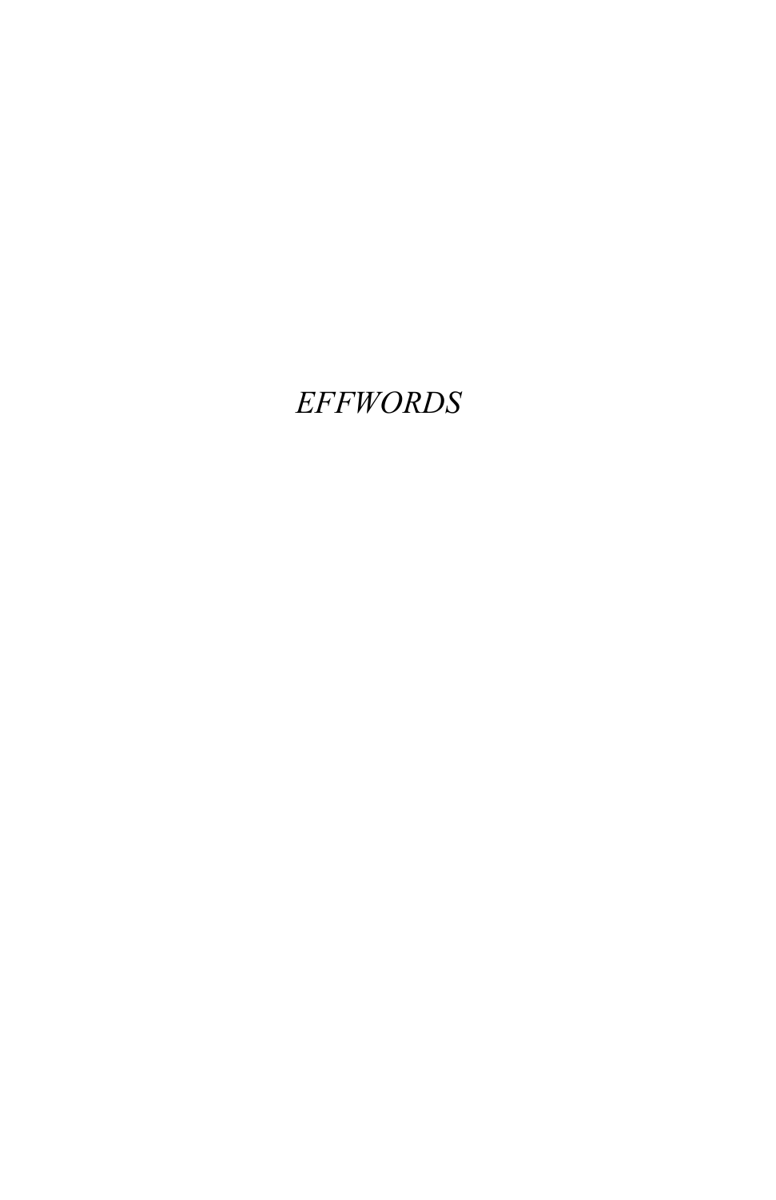*EFFWORDS*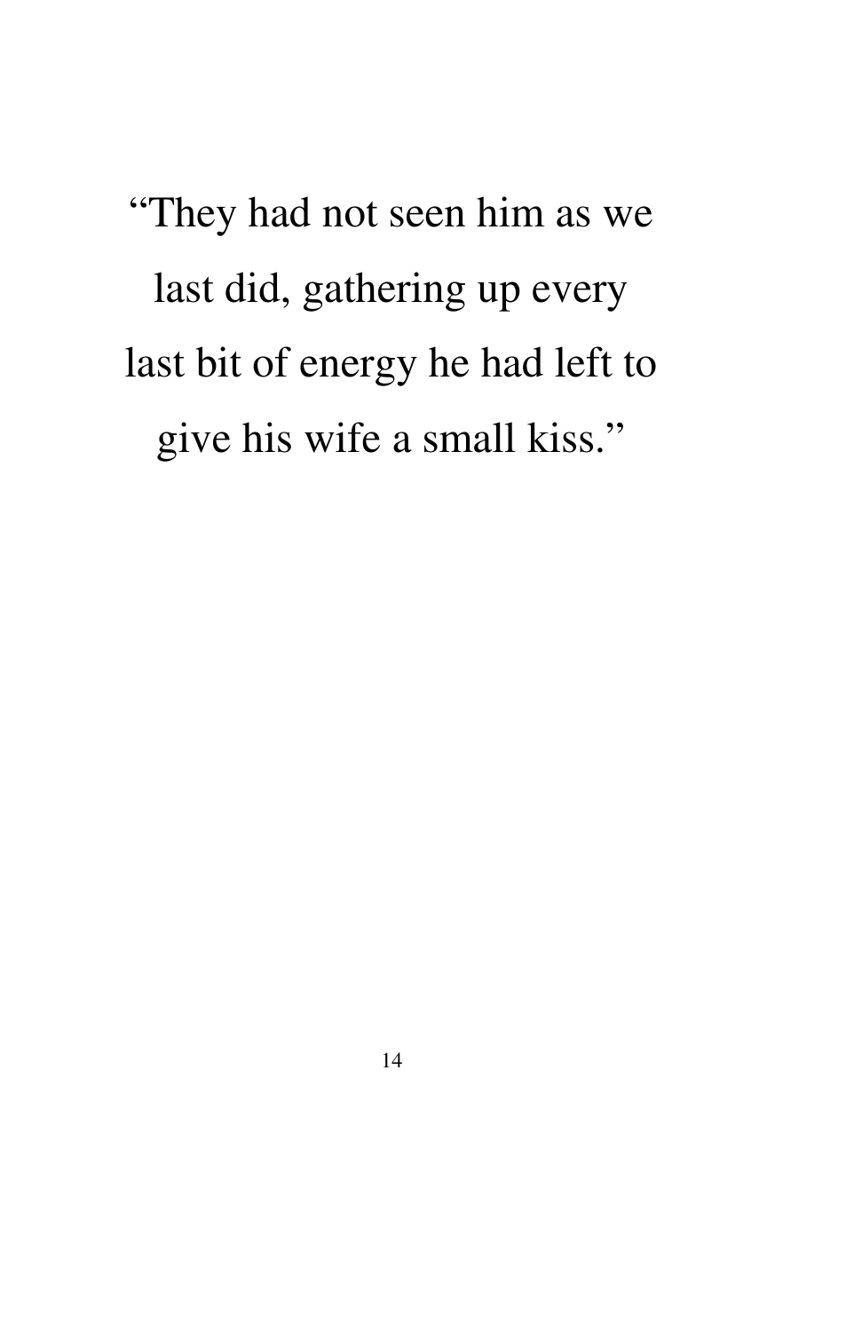"They had not seen him as we last did, gathering up every last bit of energy he had left to give his wife a small kiss."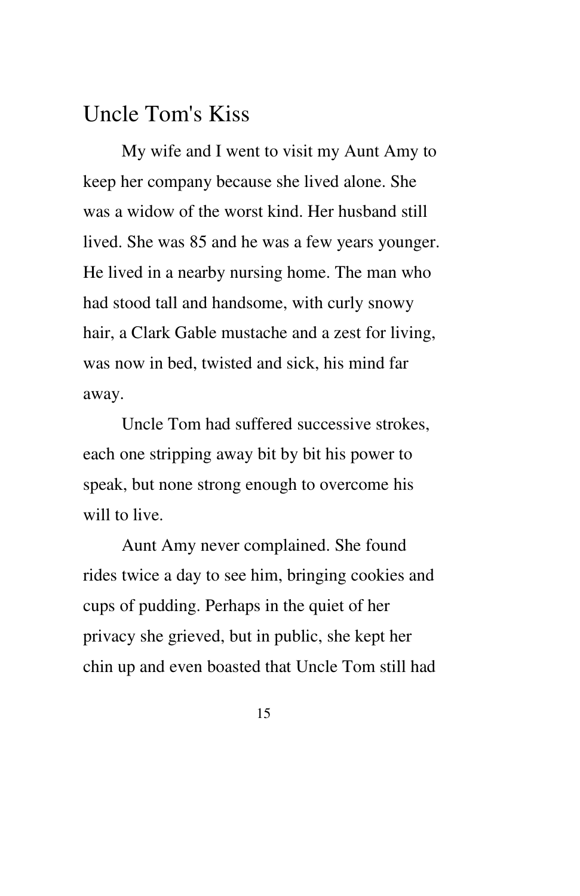# Uncle Tom's Kiss

My wife and I went to visit my Aunt Amy to keep her company because she lived alone. She was a widow of the worst kind. Her husband still lived. She was 85 and he was a few years younger. He lived in a nearby nursing home. The man who had stood tall and handsome, with curly snowy hair, a Clark Gable mustache and a zest for living, was now in bed, twisted and sick, his mind far away.

Uncle Tom had suffered successive strokes, each one stripping away bit by bit his power to speak, but none strong enough to overcome his will to live.

Aunt Amy never complained. She found rides twice a day to see him, bringing cookies and cups of pudding. Perhaps in the quiet of her privacy she grieved, but in public, she kept her chin up and even boasted that Uncle Tom still had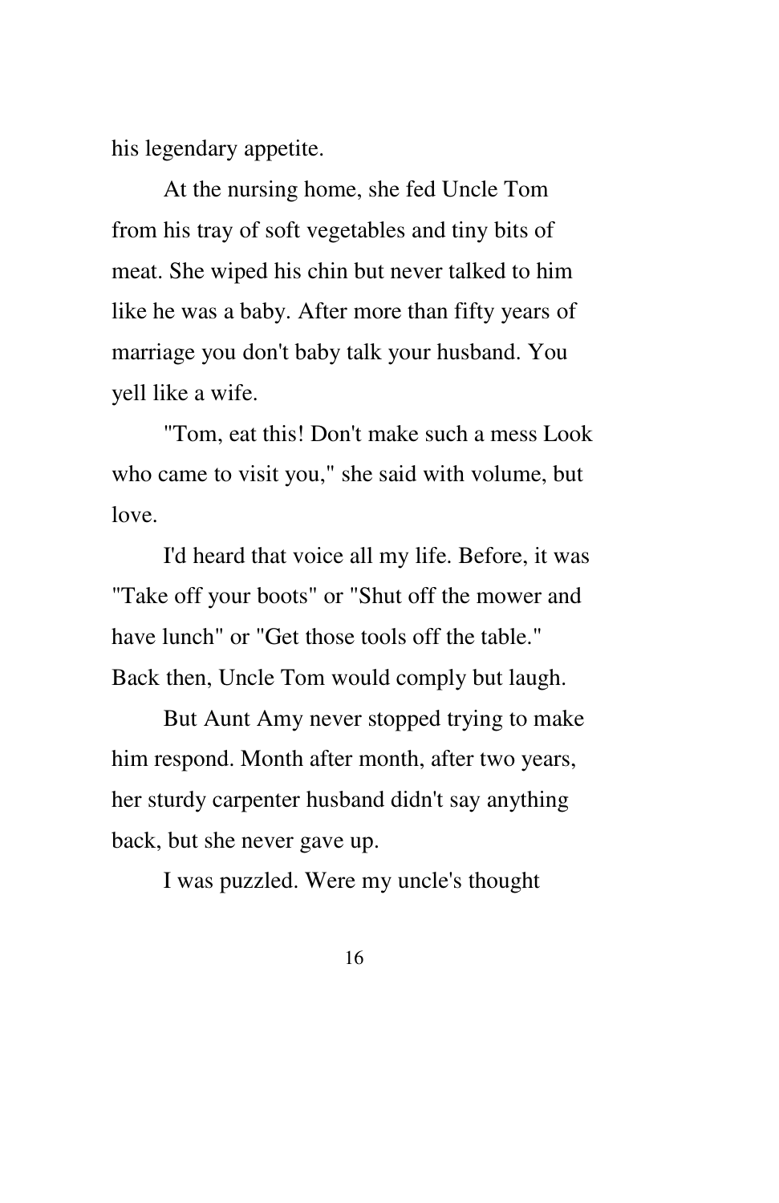his legendary appetite.

At the nursing home, she fed Uncle Tom from his tray of soft vegetables and tiny bits of meat. She wiped his chin but never talked to him like he was a baby. After more than fifty years of marriage you don't baby talk your husband. You yell like a wife.

"Tom, eat this! Don't make such a mess Look who came to visit you," she said with volume, but love.

I'd heard that voice all my life. Before, it was "Take off your boots" or "Shut off the mower and have lunch" or "Get those tools off the table." Back then, Uncle Tom would comply but laugh.

But Aunt Amy never stopped trying to make him respond. Month after month, after two years, her sturdy carpenter husband didn't say anything back, but she never gave up.

I was puzzled. Were my uncle's thought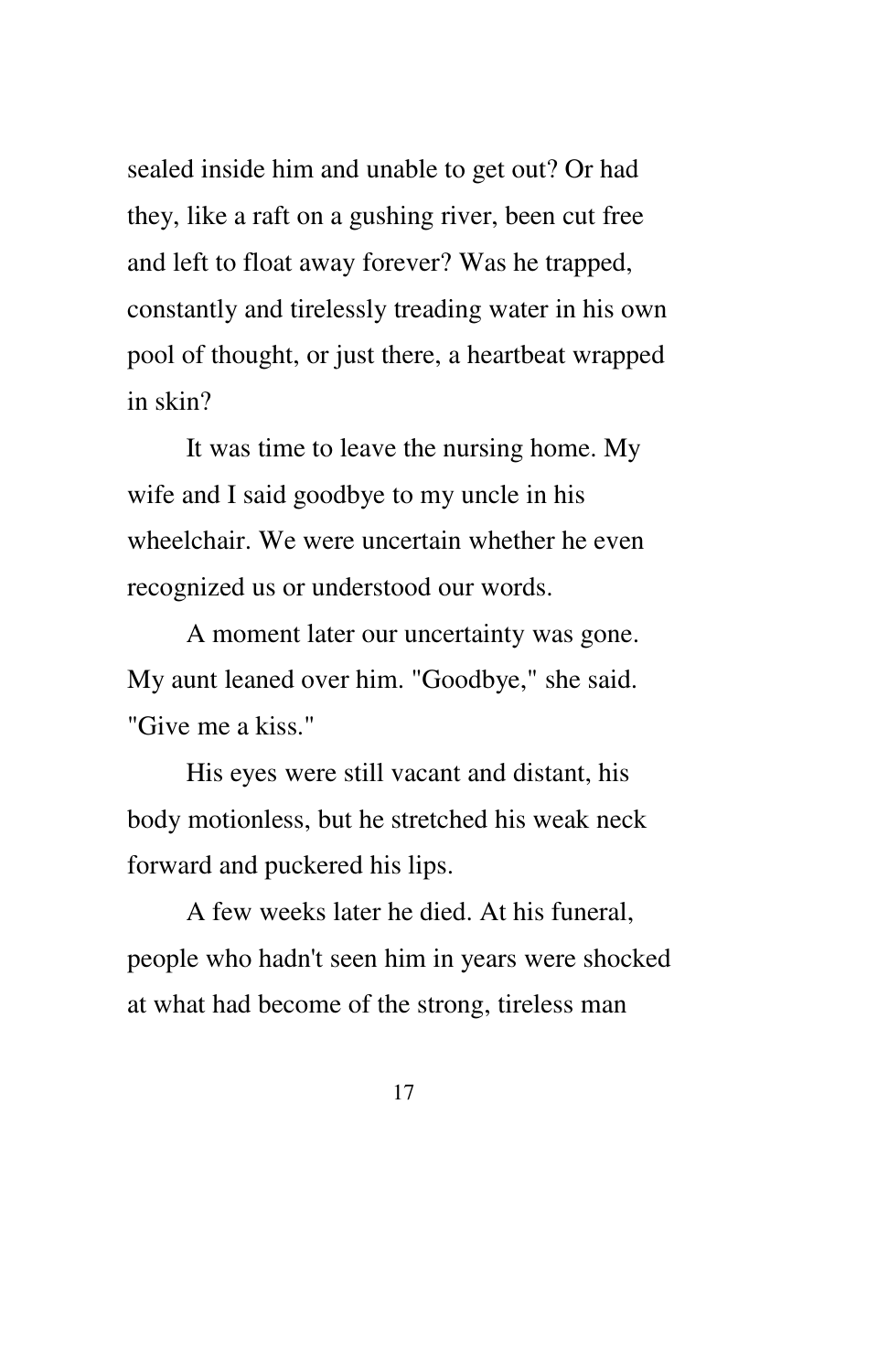sealed inside him and unable to get out? Or had they, like a raft on a gushing river, been cut free and left to float away forever? Was he trapped, constantly and tirelessly treading water in his own pool of thought, or just there, a heartbeat wrapped in skin?

It was time to leave the nursing home. My wife and I said goodbye to my uncle in his wheelchair. We were uncertain whether he even recognized us or understood our words.

A moment later our uncertainty was gone. My aunt leaned over him. "Goodbye," she said. "Give me a kiss."

His eyes were still vacant and distant, his body motionless, but he stretched his weak neck forward and puckered his lips.

A few weeks later he died. At his funeral, people who hadn't seen him in years were shocked at what had become of the strong, tireless man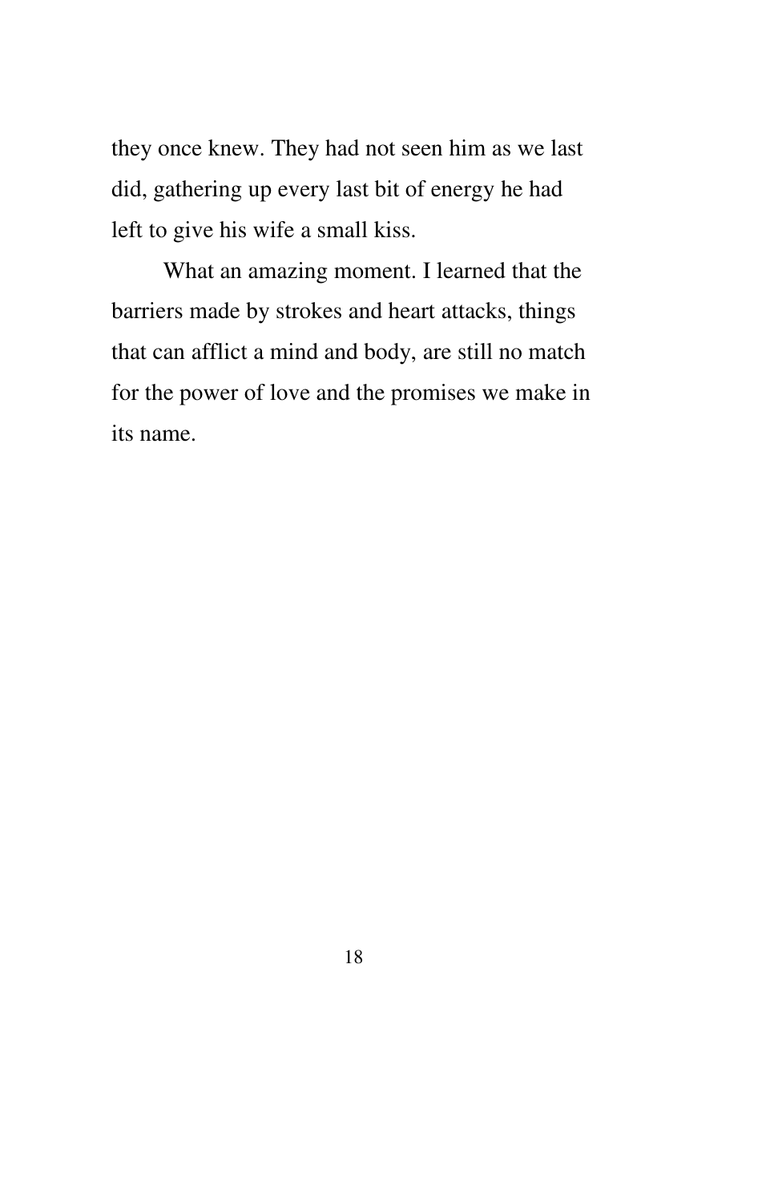they once knew. They had not seen him as we last did, gathering up every last bit of energy he had left to give his wife a small kiss.

What an amazing moment. I learned that the barriers made by strokes and heart attacks, things that can afflict a mind and body, are still no match for the power of love and the promises we make in its name.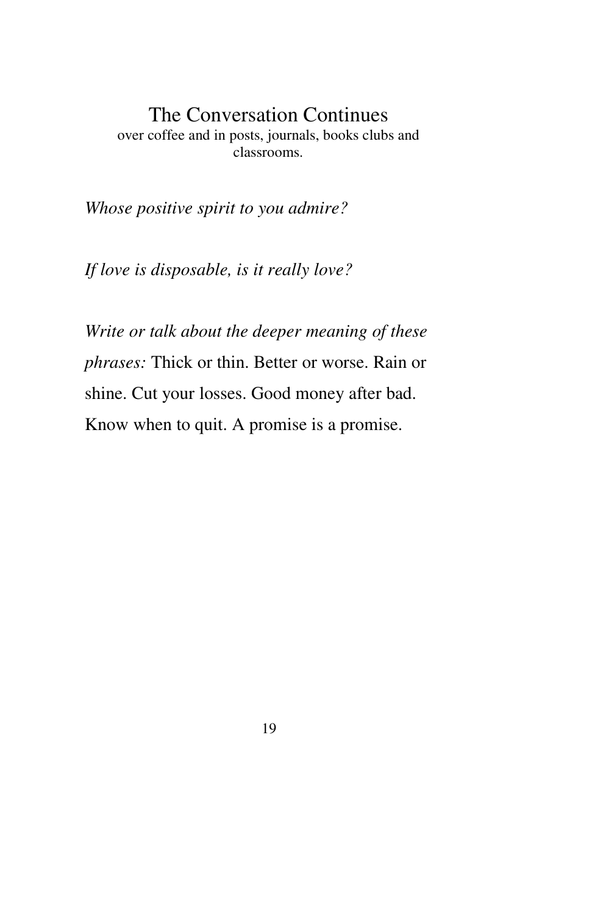## The Conversation Continues

over coffee and in posts, journals, books clubs and classrooms.

*Whose positive spirit to you admire?*

*If love is disposable, is it really love?*

*Write or talk about the deeper meaning of these phrases:* Thick or thin. Better or worse. Rain or shine. Cut your losses. Good money after bad. Know when to quit. A promise is a promise.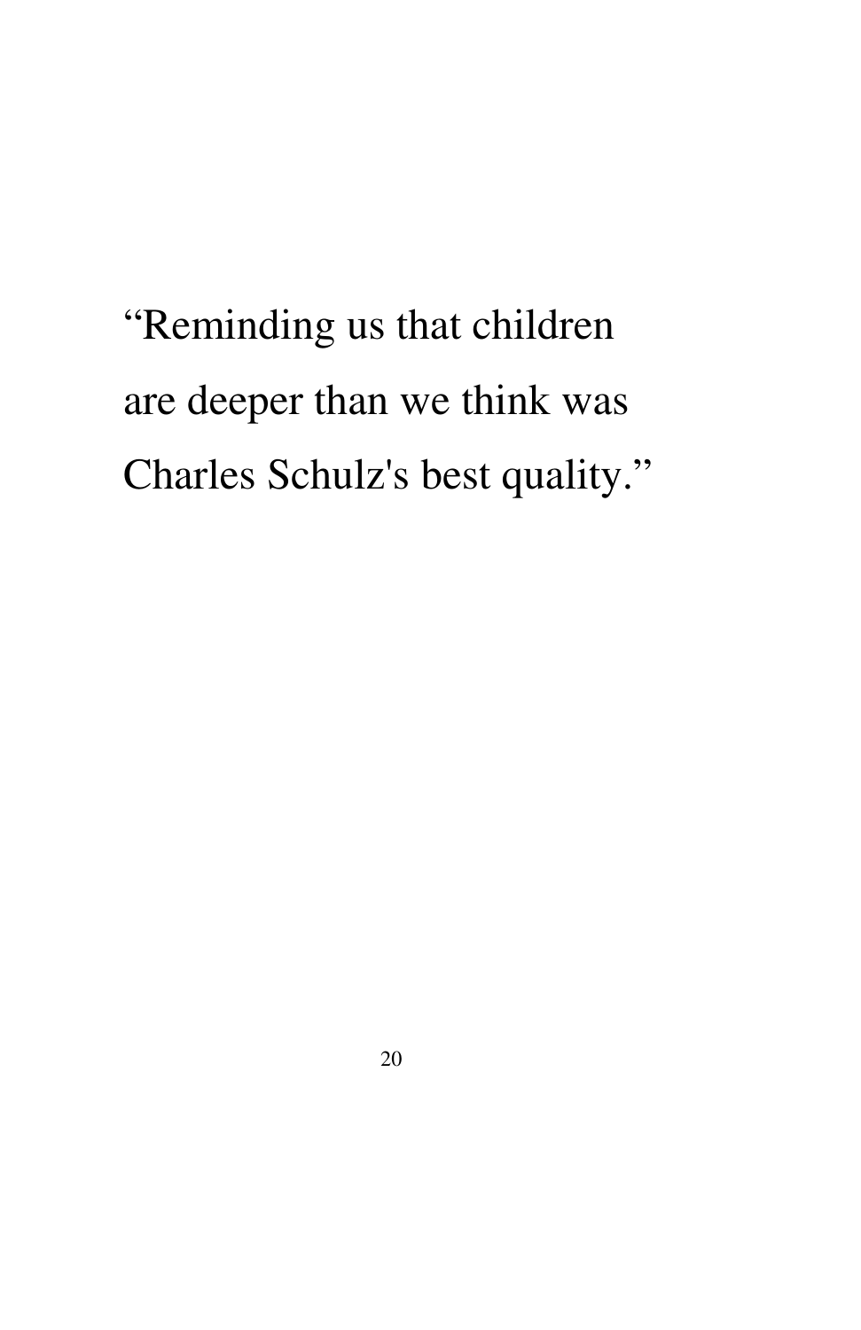"Reminding us that children are deeper than we think was Charles Schulz's best quality."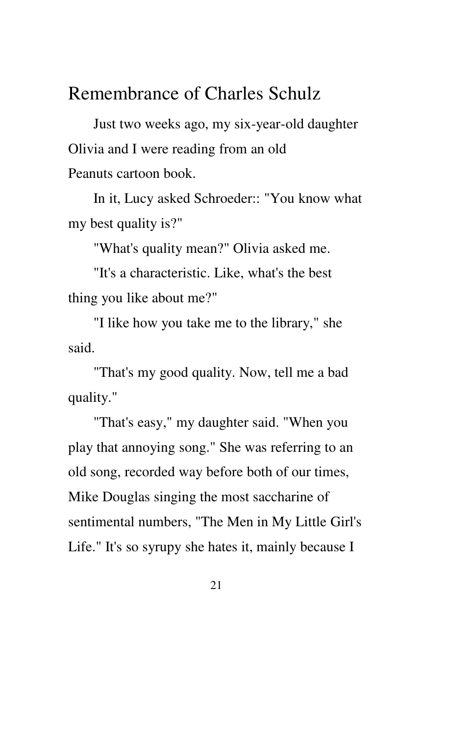# Remembrance of Charles Schulz

Just two weeks ago, my six-year-old daughter Olivia and I were reading from an old Peanuts cartoon book.

In it, Lucy asked Schroeder:: "You know what my best quality is?"

"What's quality mean?" Olivia asked me.

"It's a characteristic. Like, what's the best thing you like about me?"

"I like how you take me to the library," she said.

"That's my good quality. Now, tell me a bad quality."

"That's easy," my daughter said. "When you play that annoying song." She was referring to an old song, recorded way before both of our times, Mike Douglas singing the most saccharine of sentimental numbers, "The Men in My Little Girl's Life." It's so syrupy she hates it, mainly because I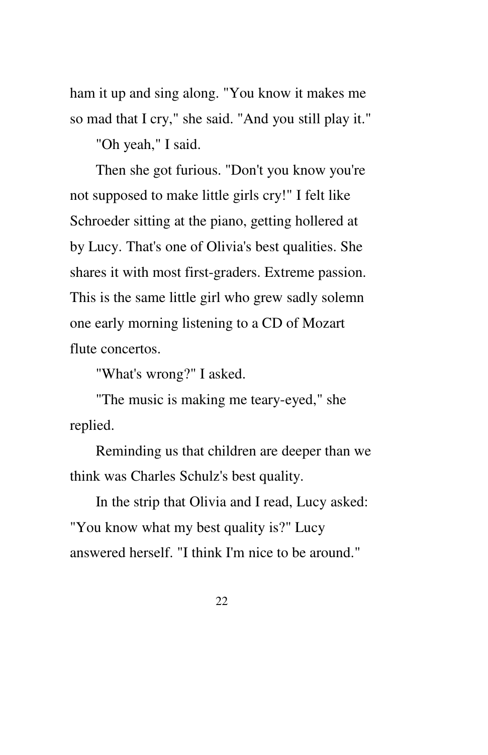ham it up and sing along. "You know it makes me so mad that I cry," she said. "And you still play it."

"Oh yeah," I said.

Then she got furious. "Don't you know you're not supposed to make little girls cry!" I felt like Schroeder sitting at the piano, getting hollered at by Lucy. That's one of Olivia's best qualities. She shares it with most first-graders. Extreme passion. This is the same little girl who grew sadly solemn one early morning listening to a CD of Mozart flute concertos.

"What's wrong?" I asked.

"The music is making me teary-eyed," she replied.

Reminding us that children are deeper than we think was Charles Schulz's best quality.

In the strip that Olivia and I read, Lucy asked: "You know what my best quality is?" Lucy answered herself. "I think I'm nice to be around."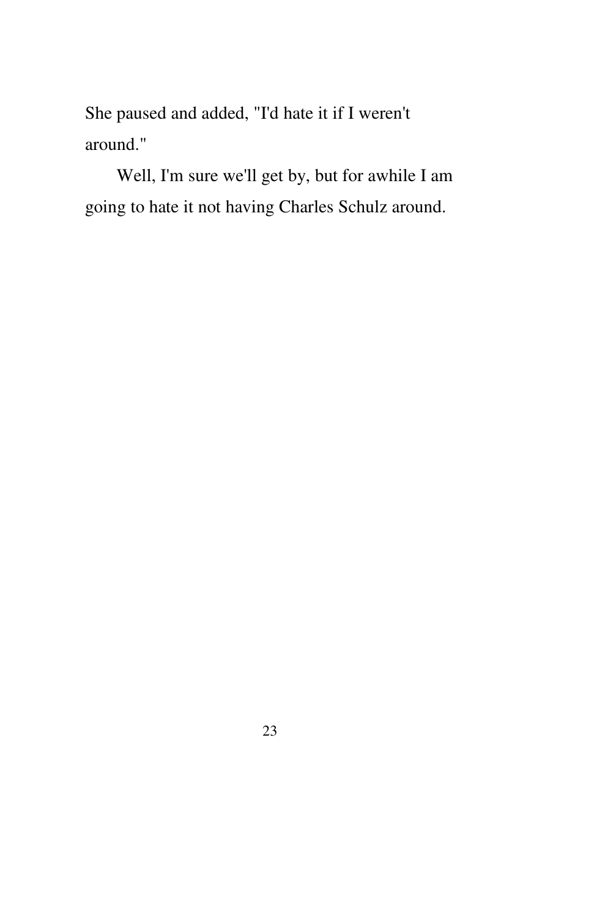She paused and added, "I'd hate it if I weren't around."

Well, I'm sure we'll get by, but for awhile I am going to hate it not having Charles Schulz around.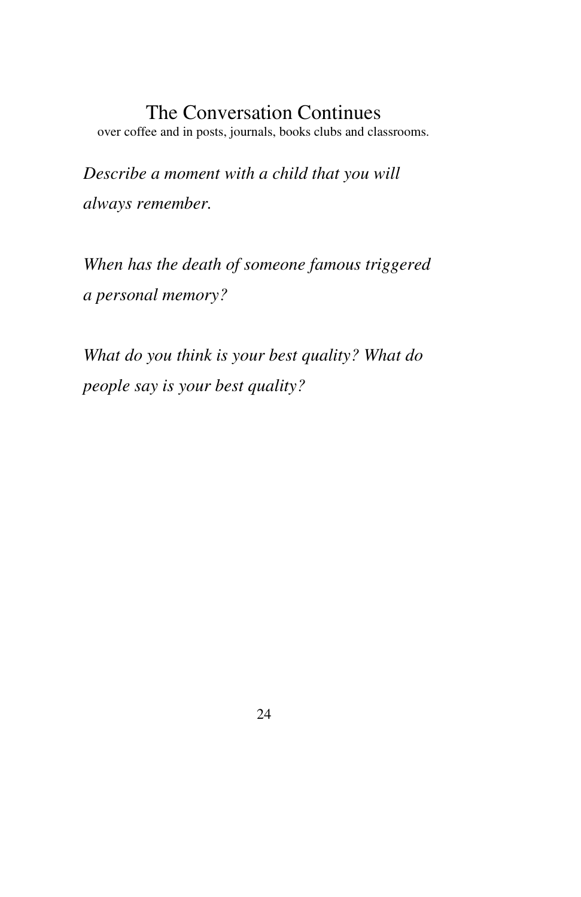## The Conversation Continues

over coffee and in posts, journals, books clubs and classrooms.

*Describe a moment with a child that you will always remember.*

*When has the death of someone famous triggered a personal memory?*

*What do you think is your best quality? What do people say is your best quality?*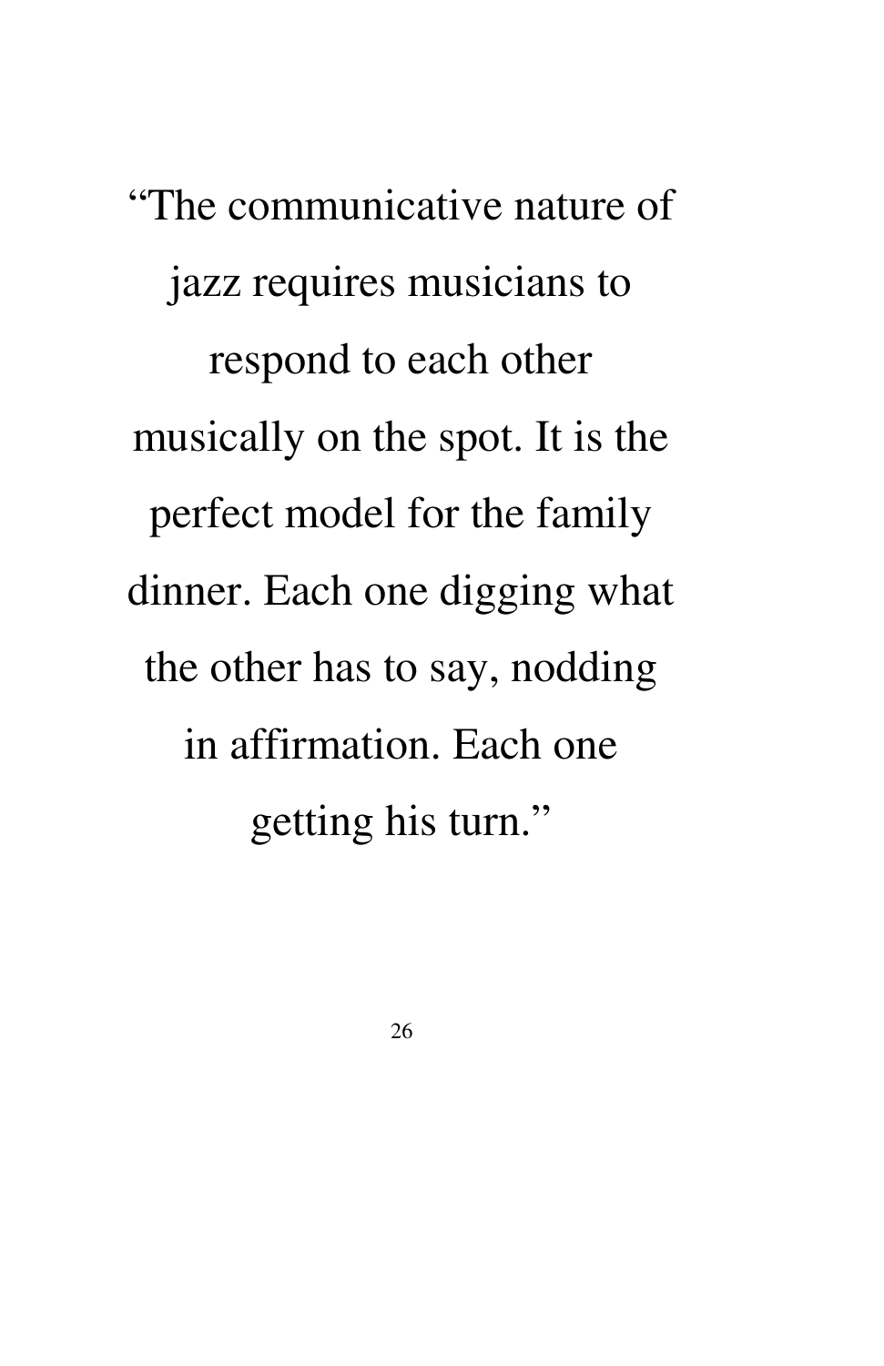"The communicative nature of jazz requires musicians to respond to each other musically on the spot. It is the perfect model for the family dinner. Each one digging what the other has to say, nodding in affirmation. Each one getting his turn."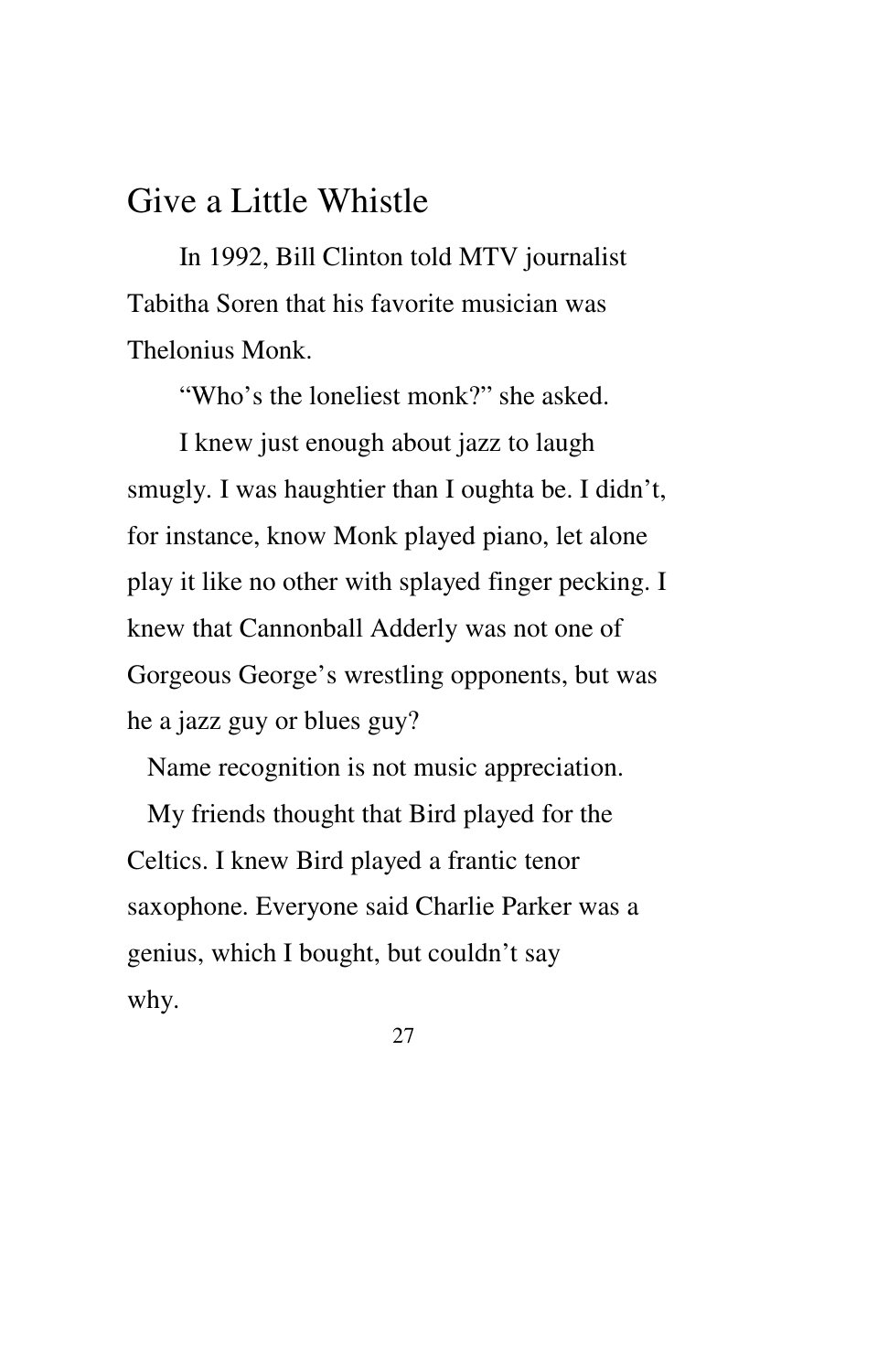# Give a Little Whistle

In 1992, Bill Clinton told MTV journalist Tabitha Soren that his favorite musician was Thelonius Monk.

"Who's the loneliest monk?" she asked.

I knew just enough about jazz to laugh smugly. I was haughtier than I oughta be. I didn't, for instance, know Monk played piano, let alone play it like no other with splayed finger pecking. I knew that Cannonball Adderly was not one of Gorgeous George's wrestling opponents, but was he a jazz guy or blues guy?

Name recognition is not music appreciation.

My friends thought that Bird played for the Celtics. I knew Bird played a frantic tenor saxophone. Everyone said Charlie Parker was a genius, which I bought, but couldn't say why.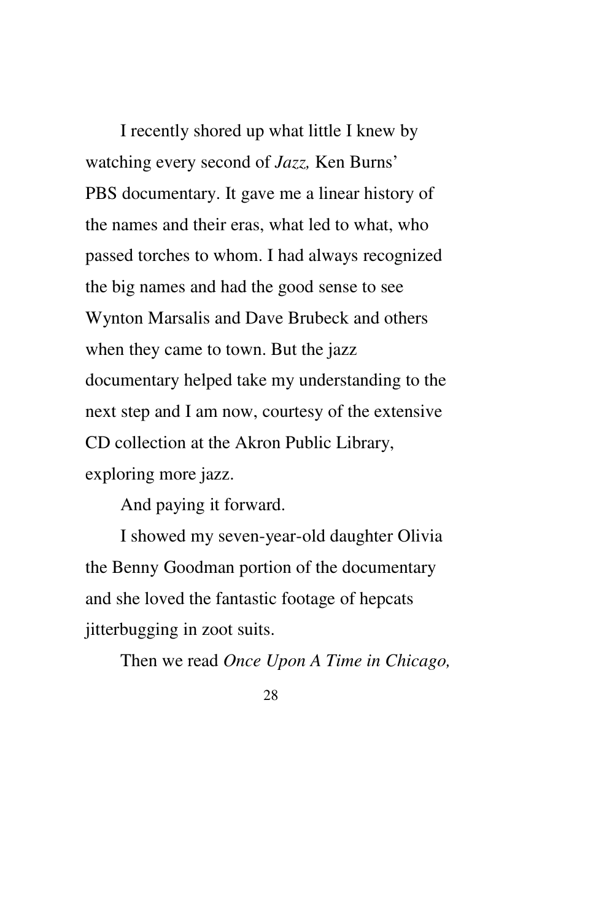I recently shored up what little I knew by watching every second of *Jazz,* Ken Burns' PBS documentary. It gave me a linear history of the names and their eras, what led to what, who passed torches to whom. I had always recognized the big names and had the good sense to see Wynton Marsalis and Dave Brubeck and others when they came to town. But the jazz documentary helped take my understanding to the next step and I am now, courtesy of the extensive CD collection at the Akron Public Library, exploring more jazz.

And paying it forward.

I showed my seven-year-old daughter Olivia the Benny Goodman portion of the documentary and she loved the fantastic footage of hepcats jitterbugging in zoot suits.

Then we read *Once Upon A Time in Chicago,*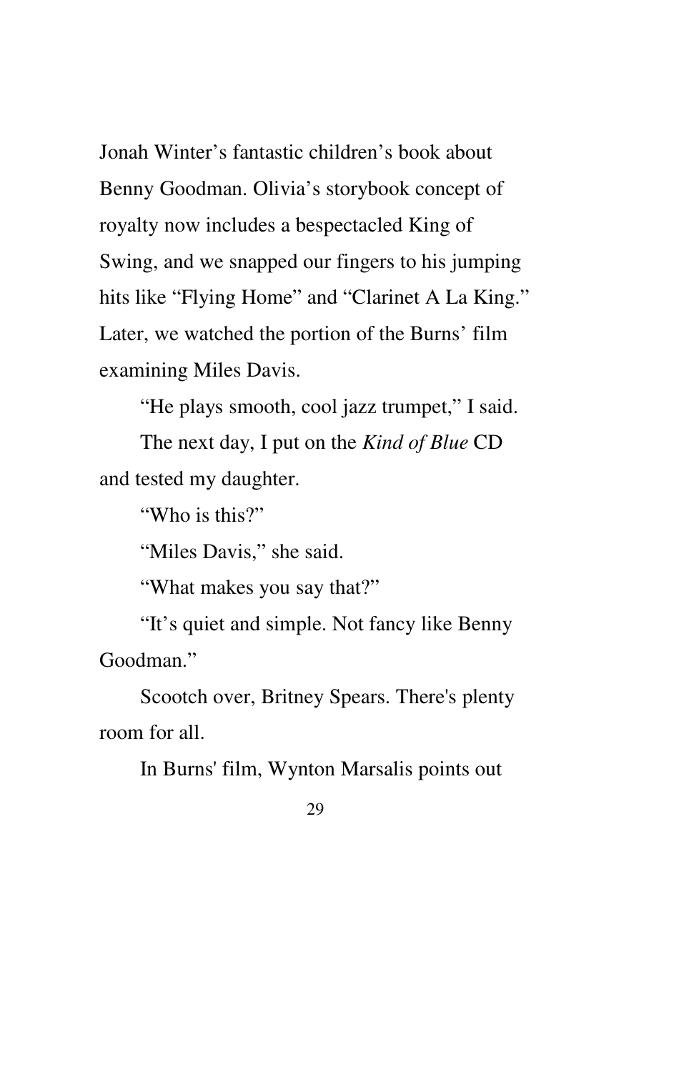Jonah Winter's fantastic children's book about Benny Goodman. Olivia's storybook concept of royalty now includes a bespectacled King of Swing, and we snapped our fingers to his jumping hits like "Flying Home" and "Clarinet A La King." Later, we watched the portion of the Burns' film examining Miles Davis.

"He plays smooth, cool jazz trumpet," I said.

The next day, I put on the *Kind of Blue* CD and tested my daughter.

"Who is this?"

"Miles Davis," she said.

"What makes you say that?"

"It's quiet and simple. Not fancy like Benny Goodman."

Scootch over, Britney Spears. There's plenty room for all.

In Burns' film, Wynton Marsalis points out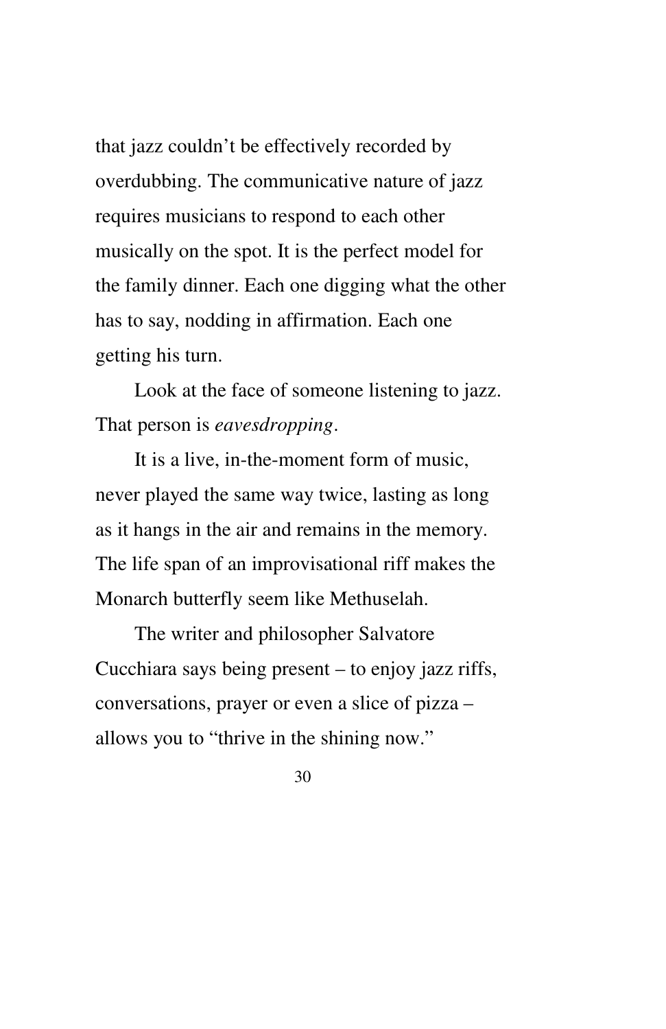that jazz couldn’t be effectively recorded by overdubbing. The communicative nature of jazz requires musicians to respond to each other musically on the spot. It is the perfect model for the family dinner. Each one digging what the other has to say, nodding in affirmation. Each one getting his turn.

Look at the face of someone listening to jazz. That person is *eavesdropping*.

It is a live, in-the-moment form of music, never played the same way twice, lasting as long as it hangs in the air and remains in the memory. The life span of an improvisational riff makes the Monarch butterfly seem like Methuselah.

The writer and philosopher Salvatore Cucchiara says being present – to enjoy jazz riffs, conversations, prayer or even a slice of pizza – allows you to “thrive in the shining now.”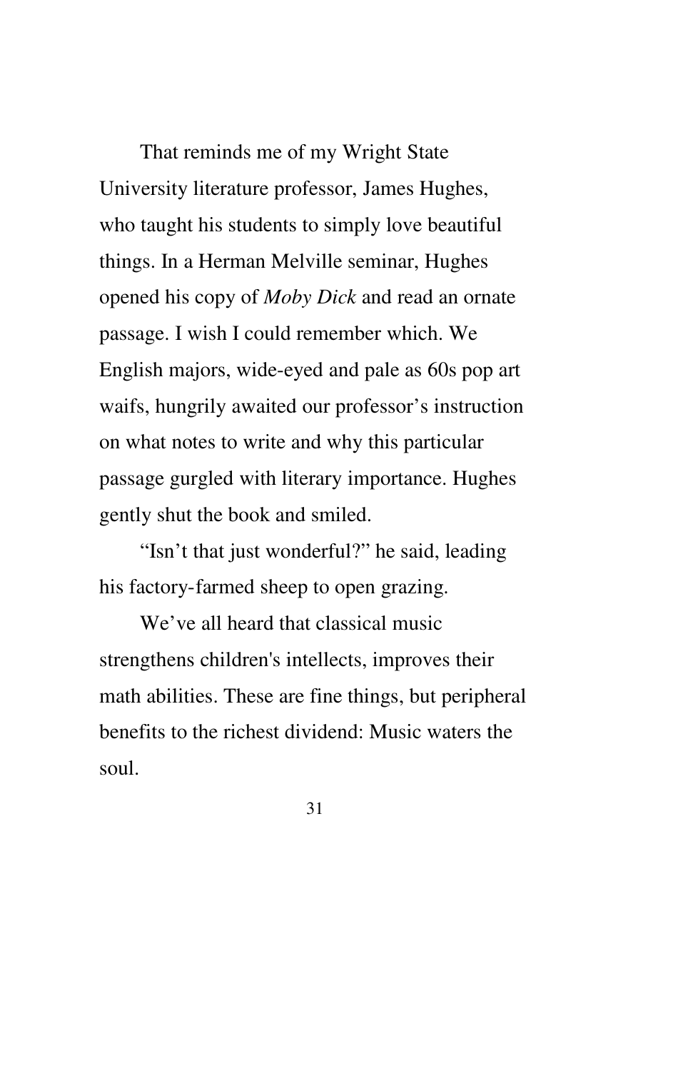That reminds me of my Wright State University literature professor, James Hughes, who taught his students to simply love beautiful things. In a Herman Melville seminar, Hughes opened his copy of *Moby Dick* and read an ornate passage. I wish I could remember which. We English majors, wide-eyed and pale as 60s pop art waifs, hungrily awaited our professor's instruction on what notes to write and why this particular passage gurgled with literary importance. Hughes gently shut the book and smiled.

"Isn't that just wonderful?" he said, leading his factory-farmed sheep to open grazing.

We've all heard that classical music strengthens children's intellects, improves their math abilities. These are fine things, but peripheral benefits to the richest dividend: Music waters the soul.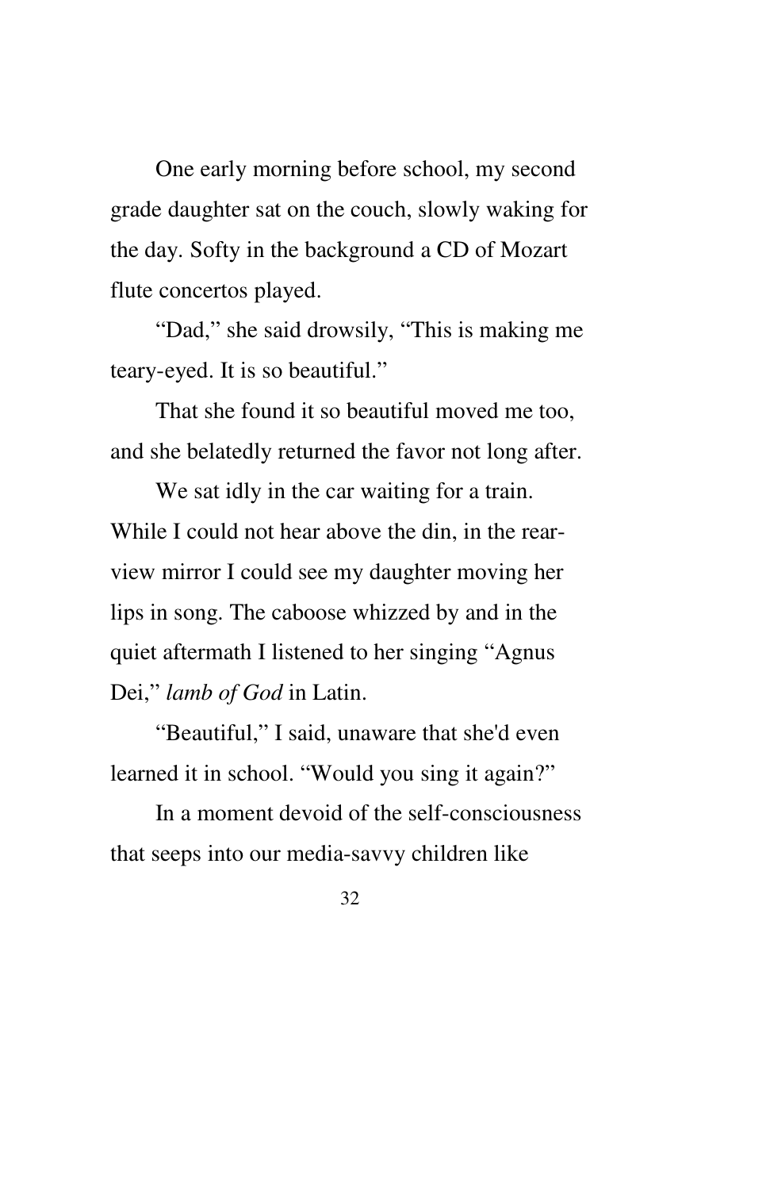One early morning before school, my second grade daughter sat on the couch, slowly waking for the day. Softy in the background a CD of Mozart flute concertos played.

"Dad," she said drowsily, "This is making me teary-eyed. It is so beautiful."

That she found it so beautiful moved me too, and she belatedly returned the favor not long after.

We sat idly in the car waiting for a train. While I could not hear above the din, in the rear-view mirror I could see my daughter moving her lips in song. The caboose whizzed by and in the quiet aftermath I listened to her singing "Agnus Dei," *lamb of God* in Latin.

"Beautiful," I said, unaware that she'd even learned it in school. "Would you sing it again?"

In a moment devoid of the self-consciousness that seeps into our media-savvy children like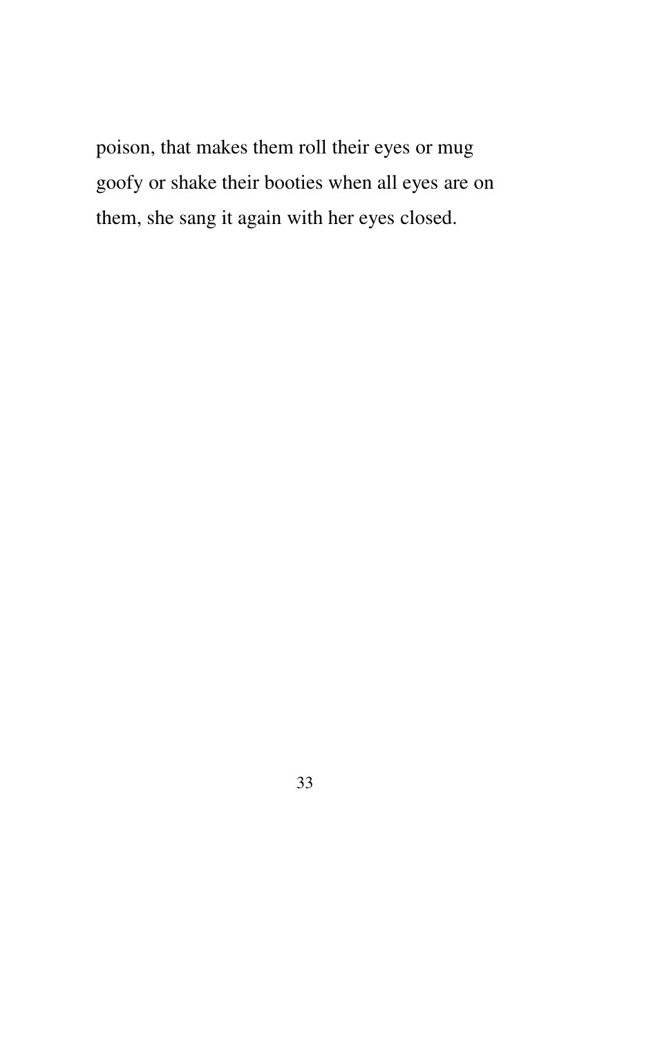poison, that makes them roll their eyes or mug goofy or shake their booties when all eyes are on them, she sang it again with her eyes closed.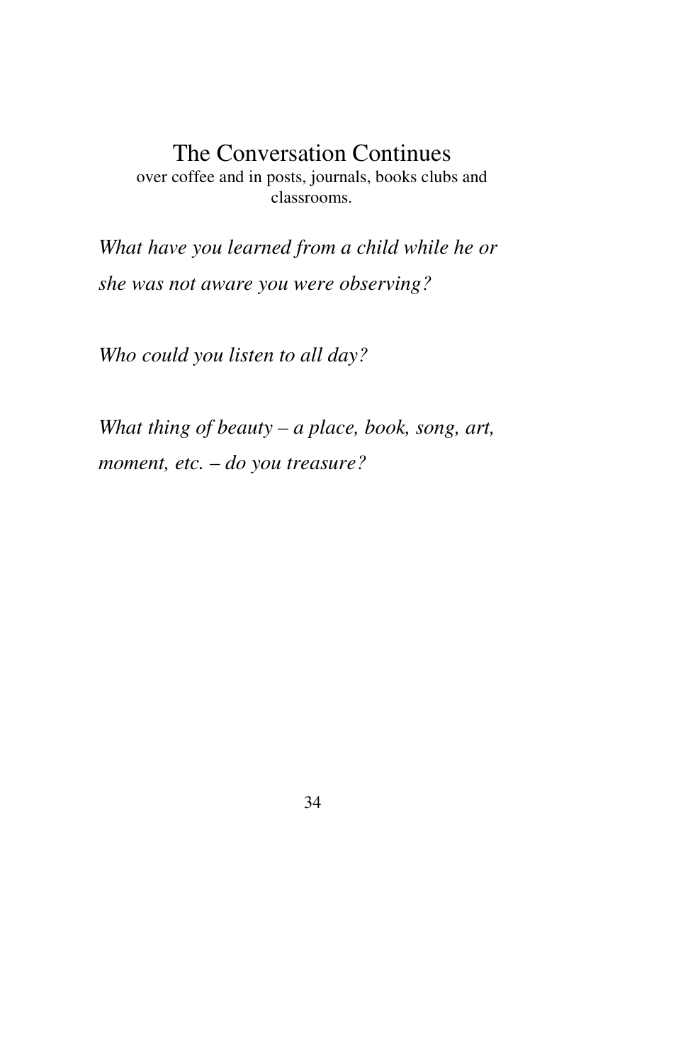## The Conversation Continues

over coffee and in posts, journals, books clubs and classrooms.

*What have you learned from a child while he or she was not aware you were observing?*

*Who could you listen to all day?*

*What thing of beauty – a place, book, song, art, moment, etc. – do you treasure?*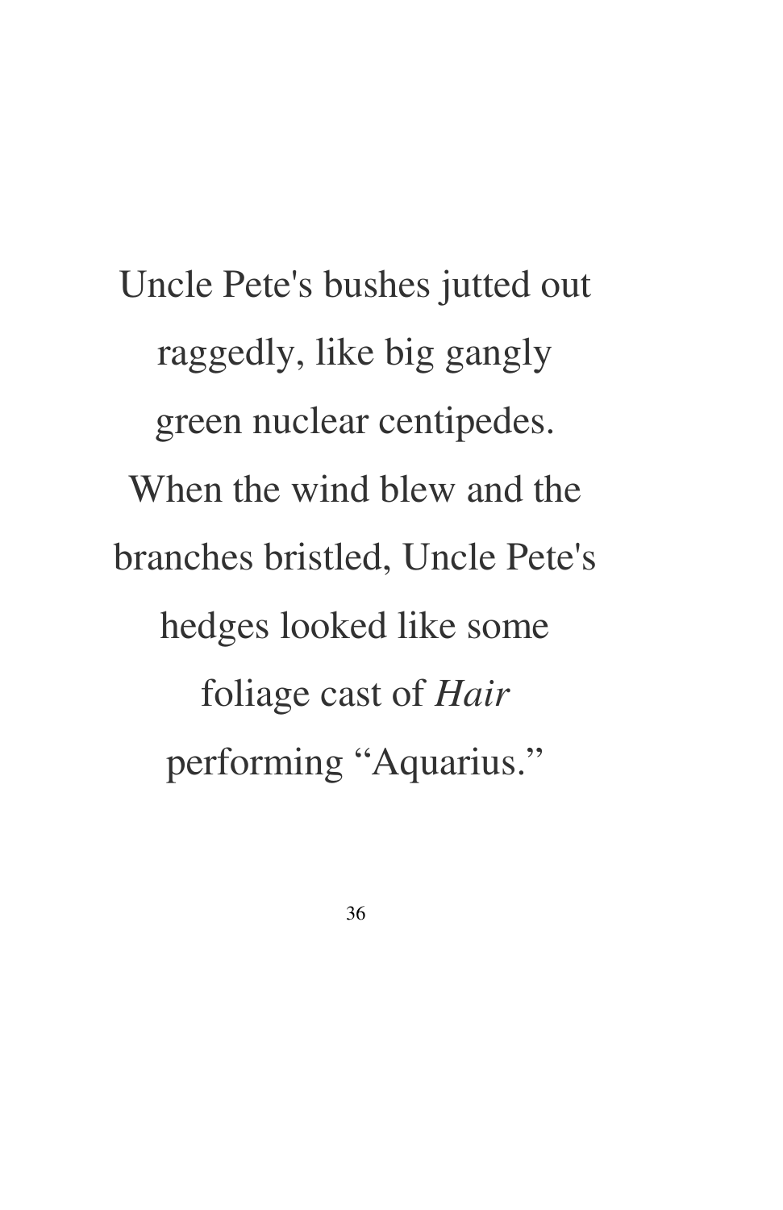Uncle Pete's bushes jutted out raggedly, like big gangly green nuclear centipedes. When the wind blew and the branches bristled, Uncle Pete's hedges looked like some foliage cast of *Hair* performing “Aquarius.”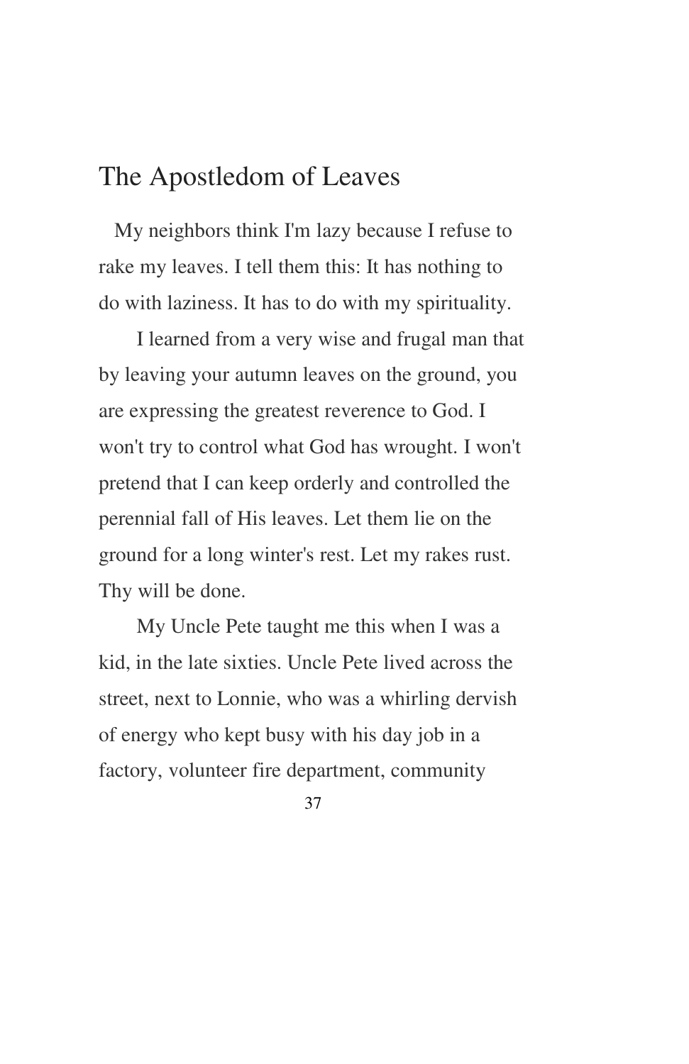# The Apostledom of Leaves

My neighbors think I'm lazy because I refuse to rake my leaves. I tell them this: It has nothing to do with laziness. It has to do with my spirituality.

I learned from a very wise and frugal man that by leaving your autumn leaves on the ground, you are expressing the greatest reverence to God. I won't try to control what God has wrought. I won't pretend that I can keep orderly and controlled the perennial fall of His leaves. Let them lie on the ground for a long winter's rest. Let my rakes rust. Thy will be done.

My Uncle Pete taught me this when I was a kid, in the late sixties. Uncle Pete lived across the street, next to Lonnie, who was a whirling dervish of energy who kept busy with his day job in a factory, volunteer fire department, community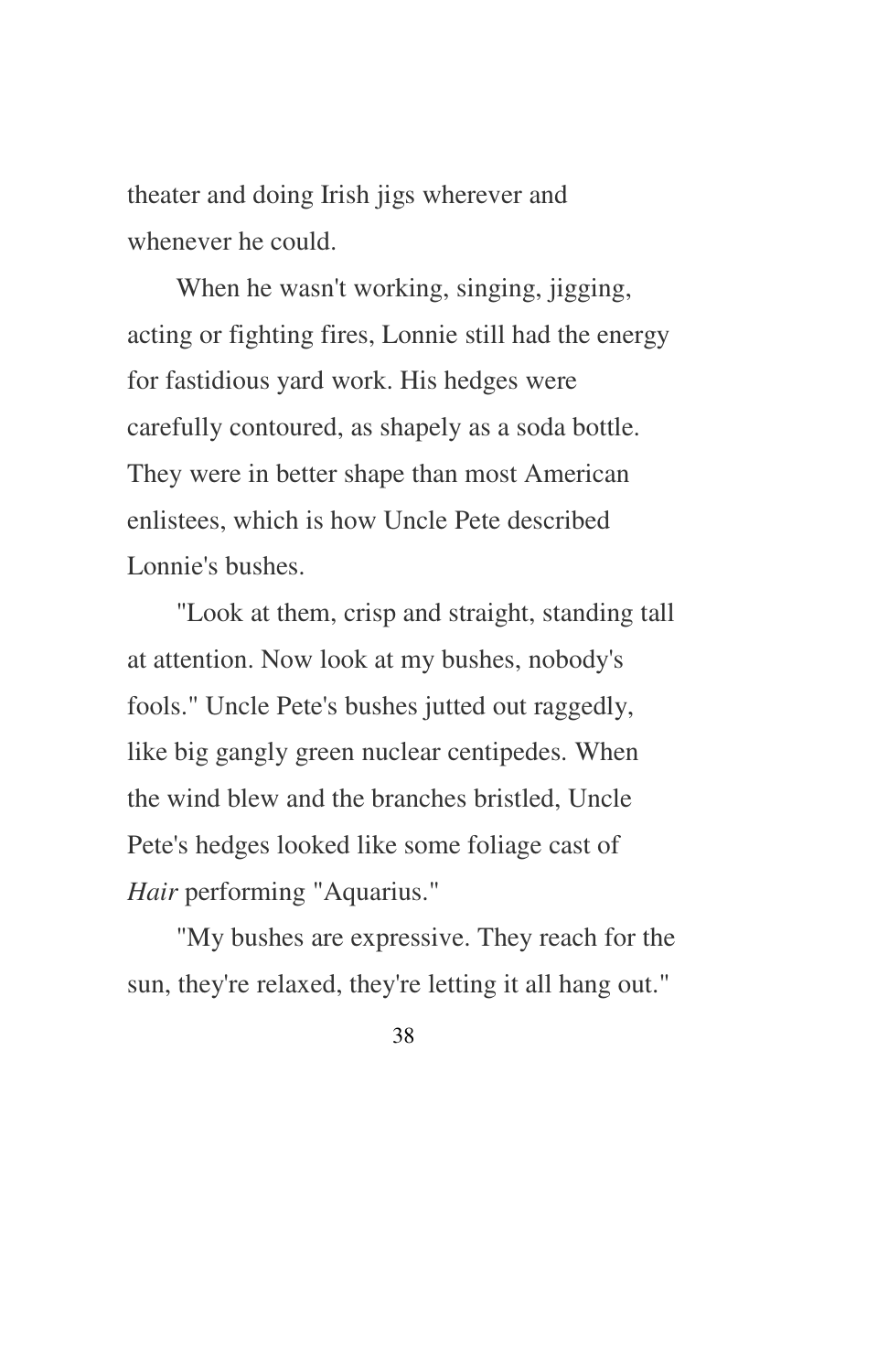theater and doing Irish jigs wherever and whenever he could.

When he wasn't working, singing, jigging, acting or fighting fires, Lonnie still had the energy for fastidious yard work. His hedges were carefully contoured, as shapely as a soda bottle. They were in better shape than most American enlistees, which is how Uncle Pete described Lonnie's bushes.

"Look at them, crisp and straight, standing tall at attention. Now look at my bushes, nobody's fools." Uncle Pete's bushes jutted out raggedly, like big gangly green nuclear centipedes. When the wind blew and the branches bristled, Uncle Pete's hedges looked like some foliage cast of *Hair* performing "Aquarius."

"My bushes are expressive. They reach for the sun, they're relaxed, they're letting it all hang out."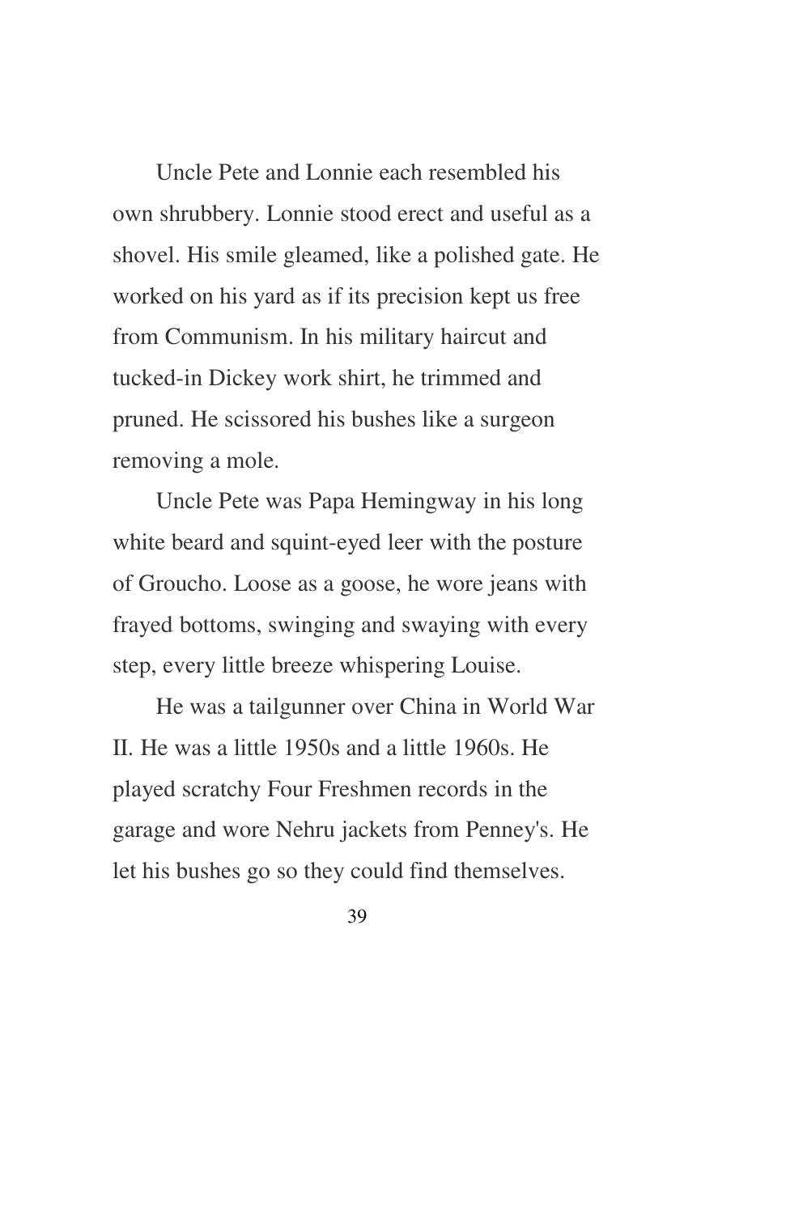Uncle Pete and Lonnie each resembled his own shrubbery. Lonnie stood erect and useful as a shovel. His smile gleamed, like a polished gate. He worked on his yard as if its precision kept us free from Communism. In his military haircut and tucked-in Dickey work shirt, he trimmed and pruned. He scissored his bushes like a surgeon removing a mole.

Uncle Pete was Papa Hemingway in his long white beard and squint-eyed leer with the posture of Groucho. Loose as a goose, he wore jeans with frayed bottoms, swinging and swaying with every step, every little breeze whispering Louise.

He was a tailgunner over China in World War II. He was a little 1950s and a little 1960s. He played scratchy Four Freshmen records in the garage and wore Nehru jackets from Penney's. He let his bushes go so they could find themselves.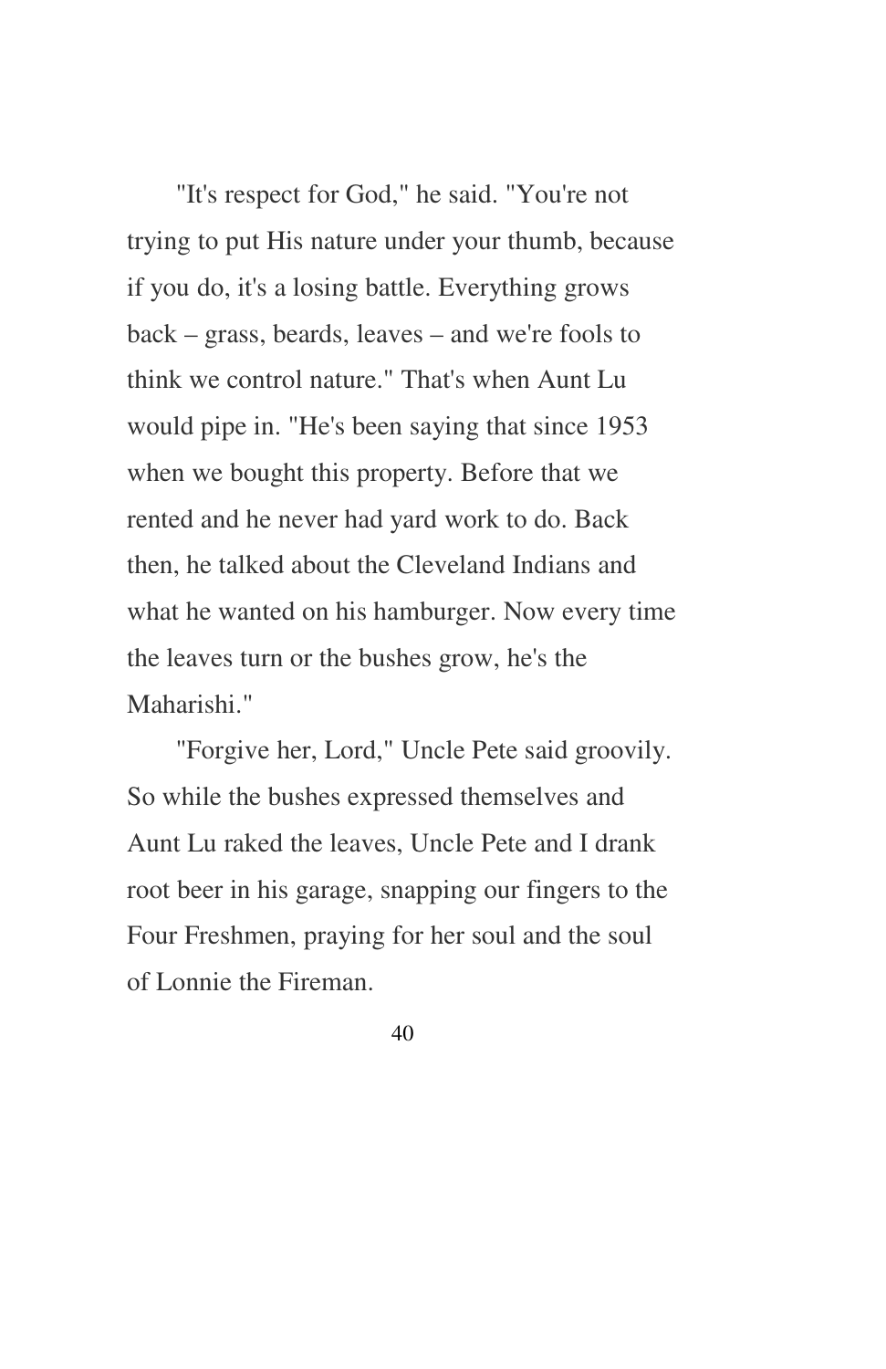"It's respect for God," he said. "You're not trying to put His nature under your thumb, because if you do, it's a losing battle. Everything grows back – grass, beards, leaves – and we're fools to think we control nature." That's when Aunt Lu would pipe in. "He's been saying that since 1953 when we bought this property. Before that we rented and he never had yard work to do. Back then, he talked about the Cleveland Indians and what he wanted on his hamburger. Now every time the leaves turn or the bushes grow, he's the Maharishi."

"Forgive her, Lord," Uncle Pete said groovily. So while the bushes expressed themselves and Aunt Lu raked the leaves, Uncle Pete and I drank root beer in his garage, snapping our fingers to the Four Freshmen, praying for her soul and the soul of Lonnie the Fireman.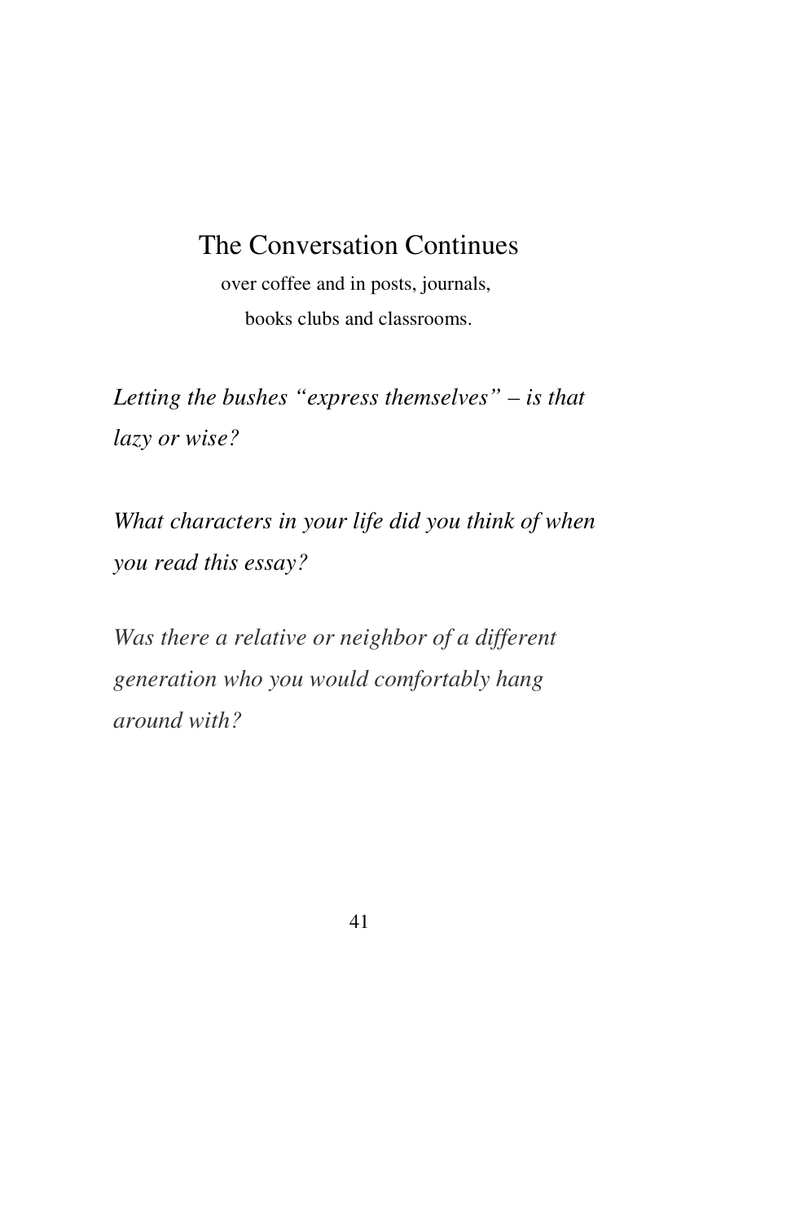## The Conversation Continues

over coffee and in posts, journals,
books clubs and classrooms.

*Letting the bushes "express themselves" – is that lazy or wise?*

*What characters in your life did you think of when you read this essay?*

*Was there a relative or neighbor of a different generation who you would comfortably hang around with?*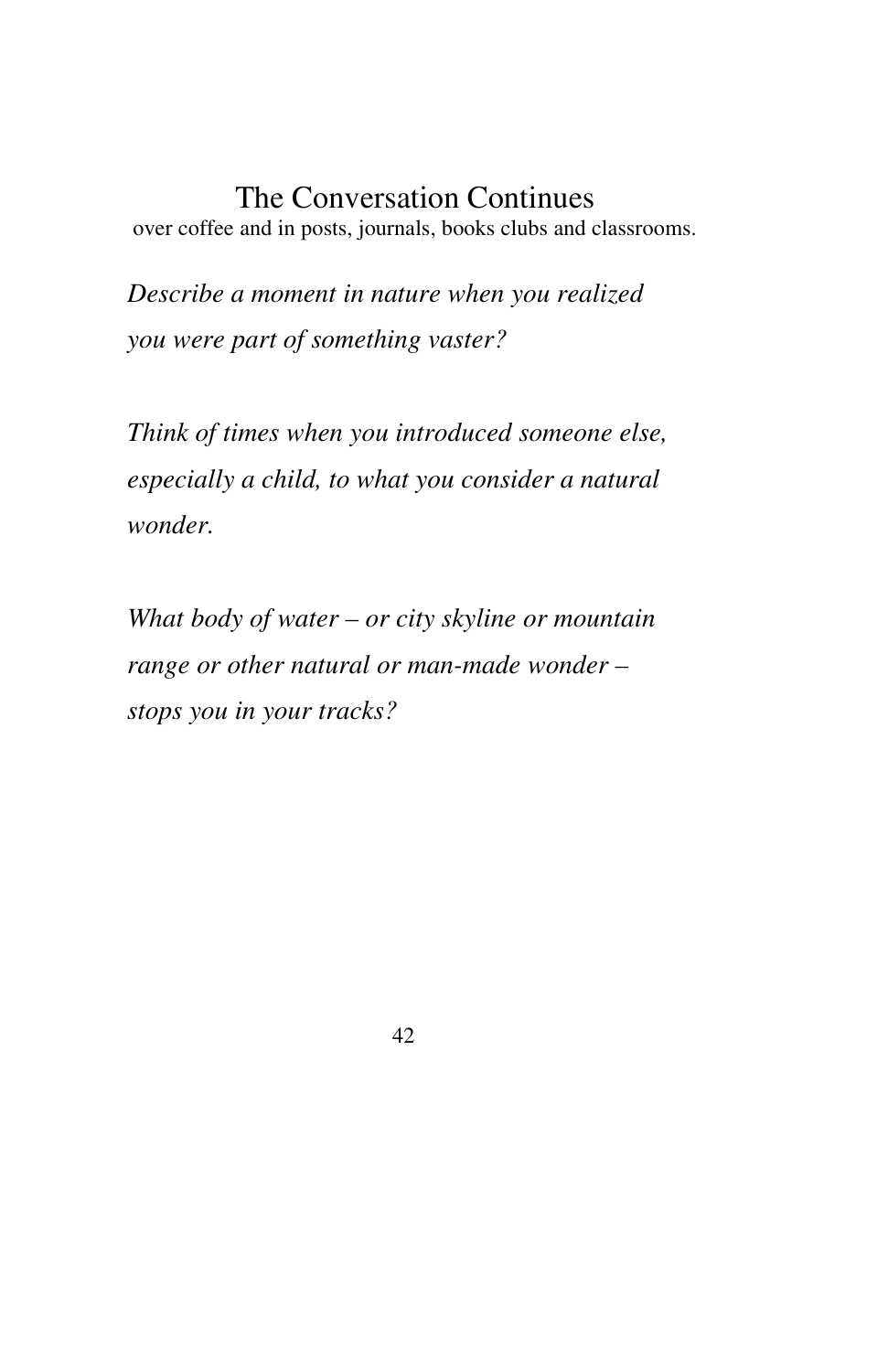# The Conversation Continues

over coffee and in posts, journals, books clubs and classrooms.

*Describe a moment in nature when you realized you were part of something vaster?*

*Think of times when you introduced someone else, especially a child, to what you consider a natural wonder.*

*What body of water – or city skyline or mountain range or other natural or man-made wonder – stops you in your tracks?*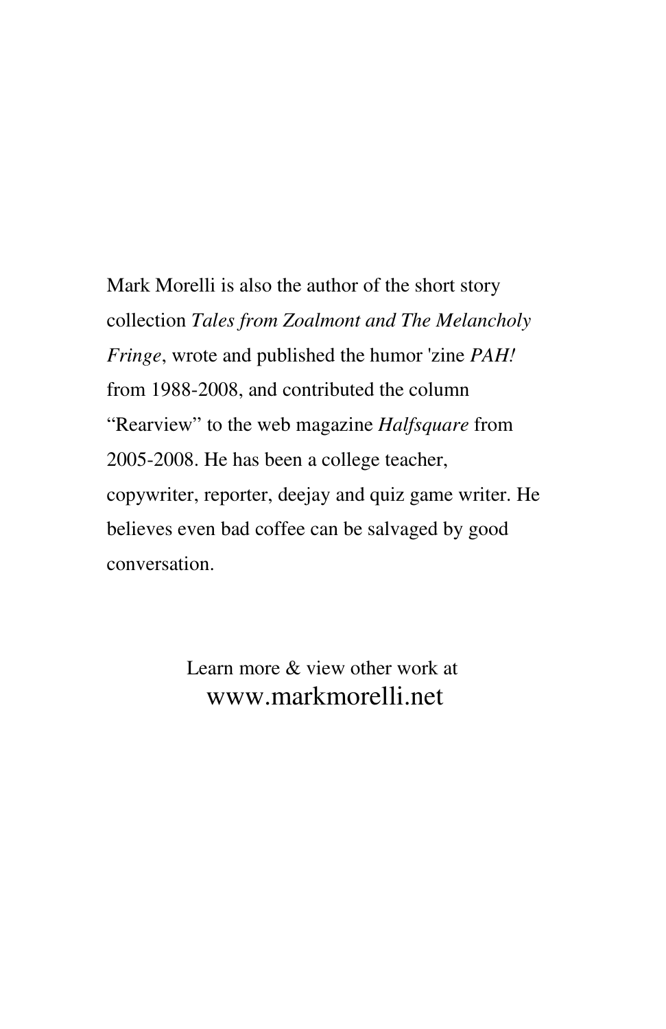Mark Morelli is also the author of the short story collection *Tales from Zoalmont and The Melancholy Fringe*, wrote and published the humor 'zine *PAH!* from 1988-2008, and contributed the column "Rearview" to the web magazine *Halfsquare* from 2005-2008. He has been a college teacher, copywriter, reporter, deejay and quiz game writer. He believes even bad coffee can be salvaged by good conversation.

Learn more & view other work at
www.markmorelli.net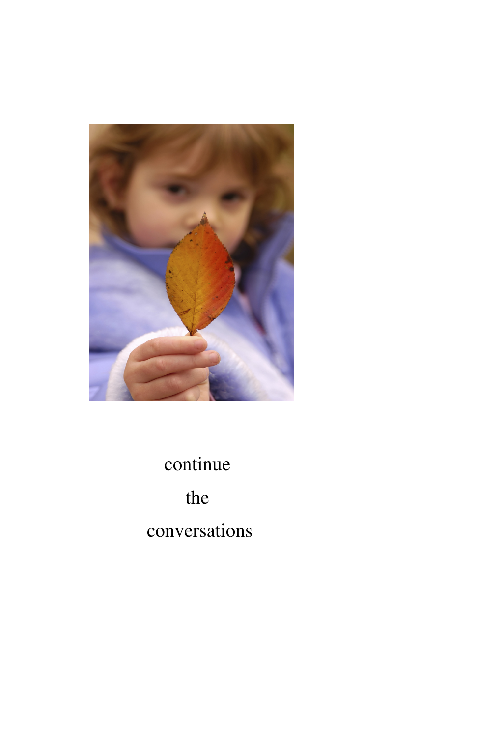continue

the

conversations